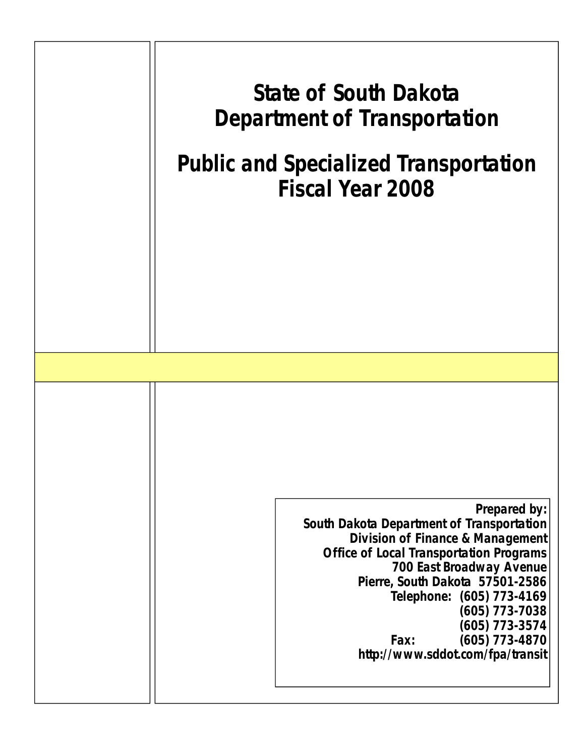# State of South Dakota
# Department of Transportation

# Public and Specialized Transportation
# Fiscal Year 2008

***Prepared by:***
**South Dakota Department of Transportation**
**Division of Finance & Management**
**Office of Local Transportation Programs**
**700 East Broadway Avenue**
**Pierre, South Dakota 57501-2586**
**Telephone: (605) 773-4169**
**(605) 773-7038**
**(605) 773-3574**
**Fax: (605) 773-4870**
**http://www.sddot.com/fpa/transit**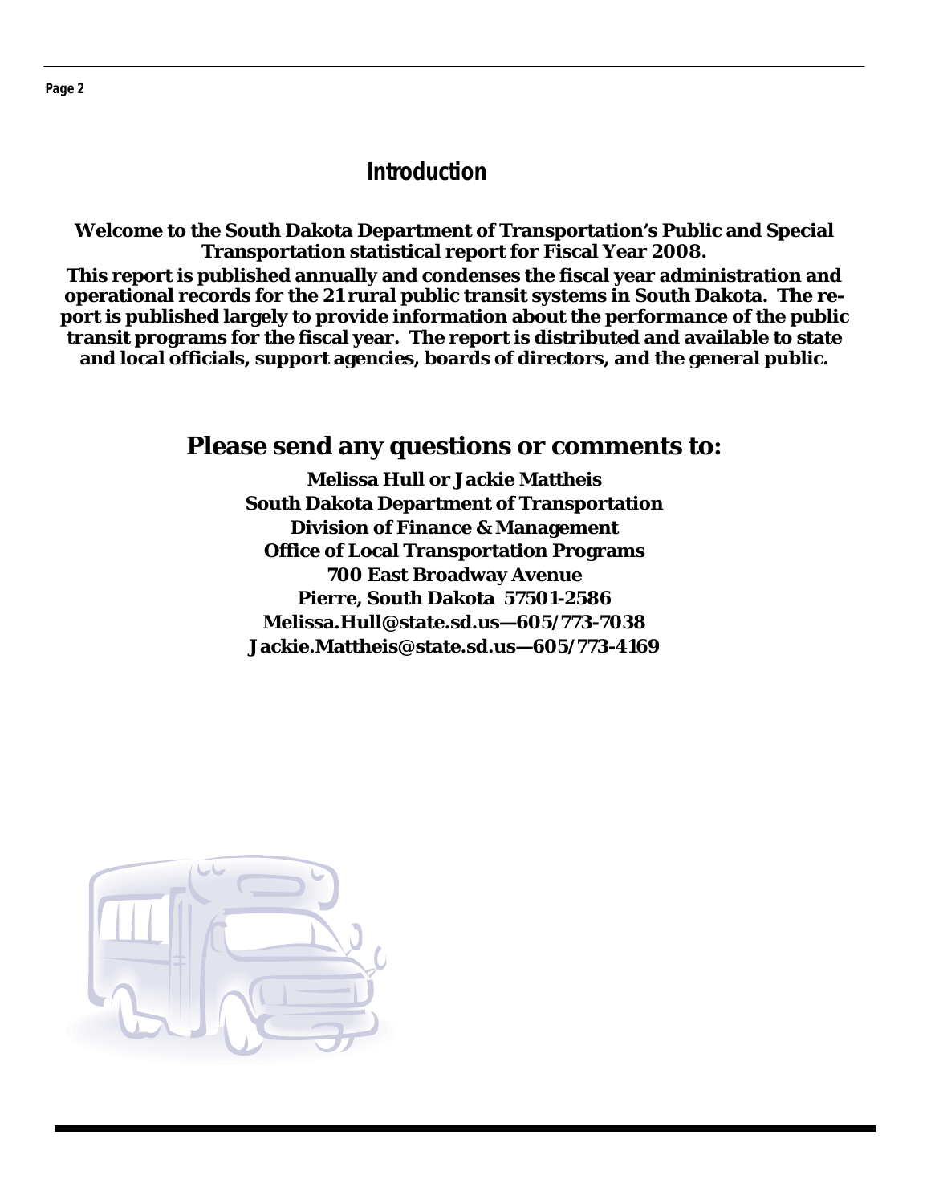## Introduction

**Welcome to the South Dakota Department of Transportation's Public and Special Transportation statistical report for Fiscal Year 2008.**

**This report is published annually and condenses the fiscal year administration and operational records for the 21 rural public transit systems in South Dakota. The report is published largely to provide information about the performance of the public transit programs for the fiscal year. The report is distributed and available to state and local officials, support agencies, boards of directors, and the general public.**

## Please send any questions or comments to:

**Melissa Hull or Jackie Mattheis**
**South Dakota Department of Transportation**
**Division of Finance & Management**
**Office of Local Transportation Programs**
**700 East Broadway Avenue**
**Pierre, South Dakota 57501-2586**
**Melissa.Hull@state.sd.us—605/773-7038**
**Jackie.Mattheis@state.sd.us—605/773-4169**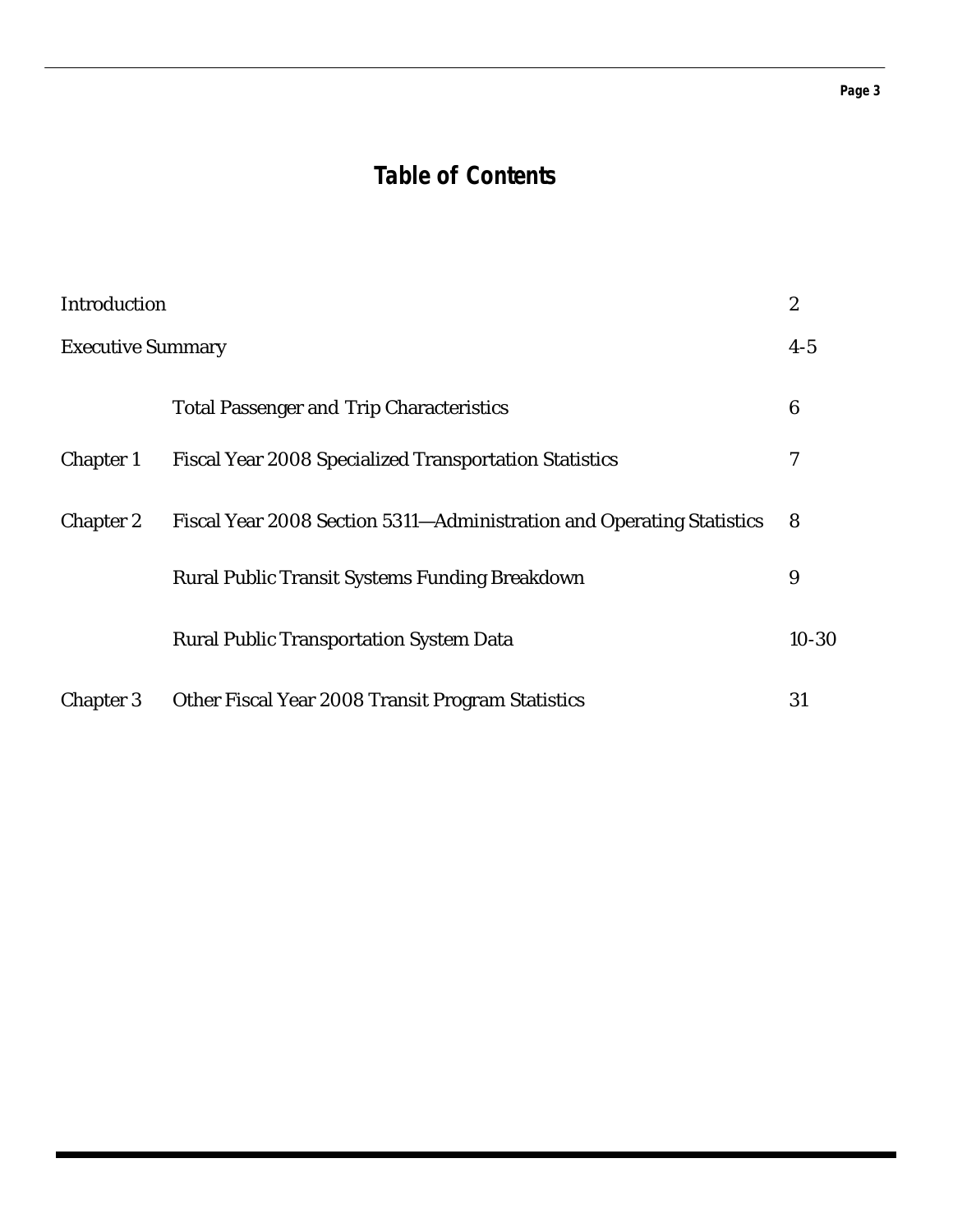# Table of Contents

| | | |
|---|---|---|
| Introduction | | 2 |
| Executive Summary | | 4-5 |
| | Total Passenger and Trip Characteristics | 6 |
| Chapter 1 | Fiscal Year 2008 Specialized Transportation Statistics | 7 |
| Chapter 2 | Fiscal Year 2008 Section 5311—Administration and Operating Statistics | 8 |
| | Rural Public Transit Systems Funding Breakdown | 9 |
| | Rural Public Transportation System Data | 10-30 |
| Chapter 3 | Other Fiscal Year 2008 Transit Program Statistics | 31 |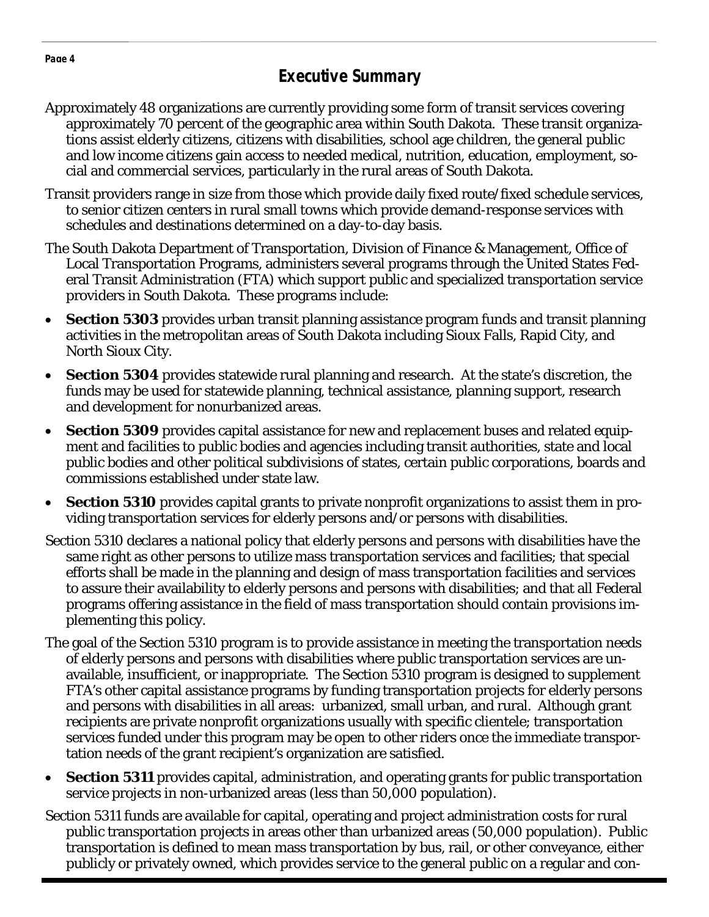## Executive Summary

Approximately 48 organizations are currently providing some form of transit services covering approximately 70 percent of the geographic area within South Dakota. These transit organizations assist elderly citizens, citizens with disabilities, school age children, the general public and low income citizens gain access to needed medical, nutrition, education, employment, social and commercial services, particularly in the rural areas of South Dakota.

Transit providers range in size from those which provide daily fixed route/fixed schedule services, to senior citizen centers in rural small towns which provide demand-response services with schedules and destinations determined on a day-to-day basis.

The South Dakota Department of Transportation, Division of Finance & Management, Office of Local Transportation Programs, administers several programs through the United States Federal Transit Administration (FTA) which support public and specialized transportation service providers in South Dakota. These programs include:

- **Section 5303** provides urban transit planning assistance program funds and transit planning activities in the metropolitan areas of South Dakota including Sioux Falls, Rapid City, and North Sioux City.
- **Section 5304** provides statewide rural planning and research. At the state's discretion, the funds may be used for statewide planning, technical assistance, planning support, research and development for nonurbanized areas.
- **Section 5309** provides capital assistance for new and replacement buses and related equipment and facilities to public bodies and agencies including transit authorities, state and local public bodies and other political subdivisions of states, certain public corporations, boards and commissions established under state law.
- **Section 5310** provides capital grants to private nonprofit organizations to assist them in providing transportation services for elderly persons and/or persons with disabilities.

Section 5310 declares a national policy that elderly persons and persons with disabilities have the same right as other persons to utilize mass transportation services and facilities; that special efforts shall be made in the planning and design of mass transportation facilities and services to assure their availability to elderly persons and persons with disabilities; and that all Federal programs offering assistance in the field of mass transportation should contain provisions implementing this policy.

The goal of the Section 5310 program is to provide assistance in meeting the transportation needs of elderly persons and persons with disabilities where public transportation services are unavailable, insufficient, or inappropriate. The Section 5310 program is designed to supplement FTA's other capital assistance programs by funding transportation projects for elderly persons and persons with disabilities in all areas: urbanized, small urban, and rural. Although grant recipients are private nonprofit organizations usually with specific clientele; transportation services funded under this program may be open to other riders once the immediate transportation needs of the grant recipient's organization are satisfied.

- **Section 5311** provides capital, administration, and operating grants for public transportation service projects in non-urbanized areas (less than 50,000 population).

Section 5311 funds are available for capital, operating and project administration costs for rural public transportation projects in areas other than urbanized areas (50,000 population). Public transportation is defined to mean mass transportation by bus, rail, or other conveyance, either publicly or privately owned, which provides service to the general public on a regular and con-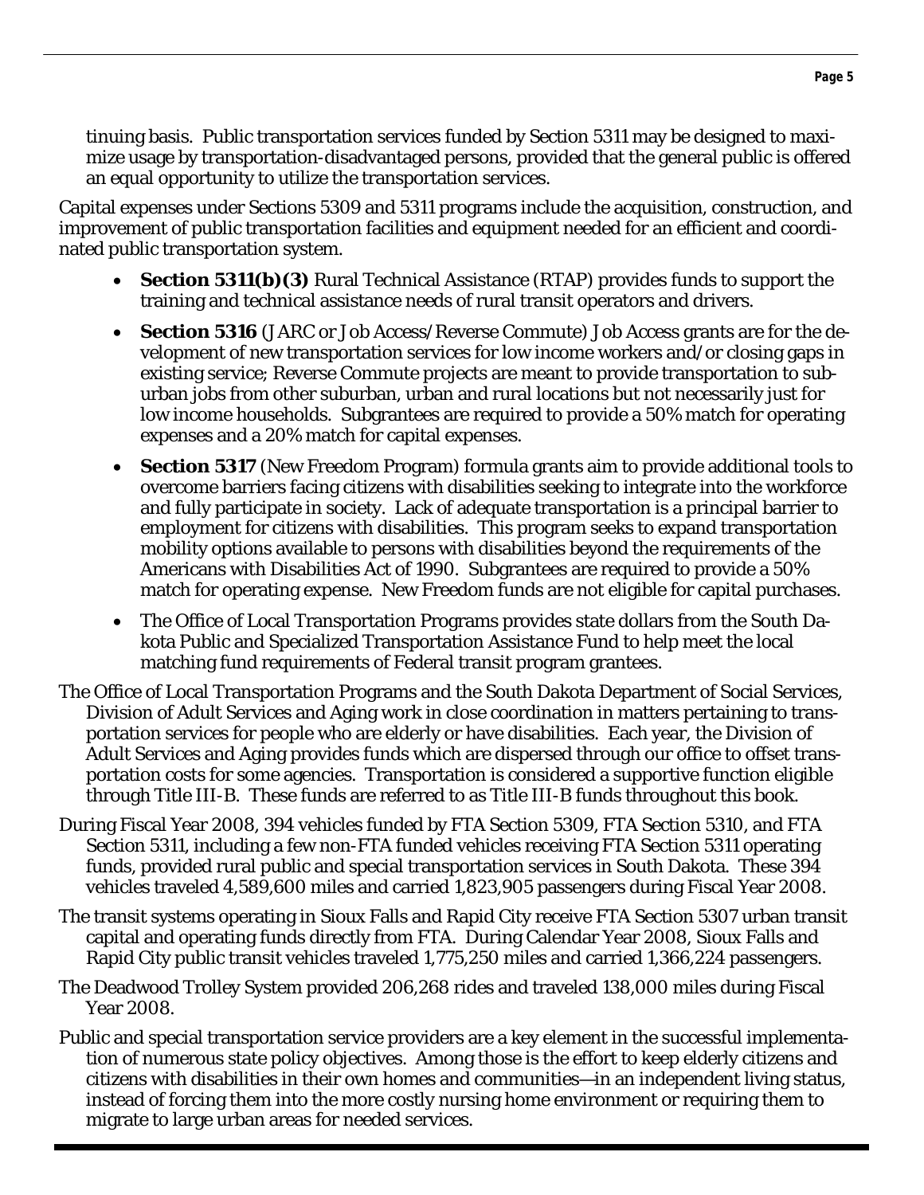tinuing basis. Public transportation services funded by Section 5311 may be designed to maximize usage by transportation-disadvantaged persons, provided that the general public is offered an equal opportunity to utilize the transportation services.

Capital expenses under Sections 5309 and 5311 programs include the acquisition, construction, and improvement of public transportation facilities and equipment needed for an efficient and coordinated public transportation system.

- **Section 5311(b)(3)** Rural Technical Assistance (RTAP) provides funds to support the training and technical assistance needs of rural transit operators and drivers.
- **Section 5316** (JARC or Job Access/Reverse Commute) Job Access grants are for the development of new transportation services for low income workers and/or closing gaps in existing service; Reverse Commute projects are meant to provide transportation to suburban jobs from other suburban, urban and rural locations but not necessarily just for low income households. Subgrantees are required to provide a 50% match for operating expenses and a 20% match for capital expenses.
- **Section 5317** (New Freedom Program) formula grants aim to provide additional tools to overcome barriers facing citizens with disabilities seeking to integrate into the workforce and fully participate in society. Lack of adequate transportation is a principal barrier to employment for citizens with disabilities. This program seeks to expand transportation mobility options available to persons with disabilities beyond the requirements of the Americans with Disabilities Act of 1990. Subgrantees are required to provide a 50% match for operating expense. New Freedom funds are not eligible for capital purchases.
- The Office of Local Transportation Programs provides state dollars from the South Dakota Public and Specialized Transportation Assistance Fund to help meet the local matching fund requirements of Federal transit program grantees.

The Office of Local Transportation Programs and the South Dakota Department of Social Services, Division of Adult Services and Aging work in close coordination in matters pertaining to transportation services for people who are elderly or have disabilities. Each year, the Division of Adult Services and Aging provides funds which are dispersed through our office to offset transportation costs for some agencies. Transportation is considered a supportive function eligible through Title III-B. These funds are referred to as Title III-B funds throughout this book.

During Fiscal Year 2008, 394 vehicles funded by FTA Section 5309, FTA Section 5310, and FTA Section 5311, including a few non-FTA funded vehicles receiving FTA Section 5311 operating funds, provided rural public and special transportation services in South Dakota. These 394 vehicles traveled 4,589,600 miles and carried 1,823,905 passengers during Fiscal Year 2008.

The transit systems operating in Sioux Falls and Rapid City receive FTA Section 5307 urban transit capital and operating funds directly from FTA. During Calendar Year 2008, Sioux Falls and Rapid City public transit vehicles traveled 1,775,250 miles and carried 1,366,224 passengers.

The Deadwood Trolley System provided 206,268 rides and traveled 138,000 miles during Fiscal Year 2008.

Public and special transportation service providers are a key element in the successful implementation of numerous state policy objectives. Among those is the effort to keep elderly citizens and citizens with disabilities in their own homes and communities—in an independent living status, instead of forcing them into the more costly nursing home environment or requiring them to migrate to large urban areas for needed services.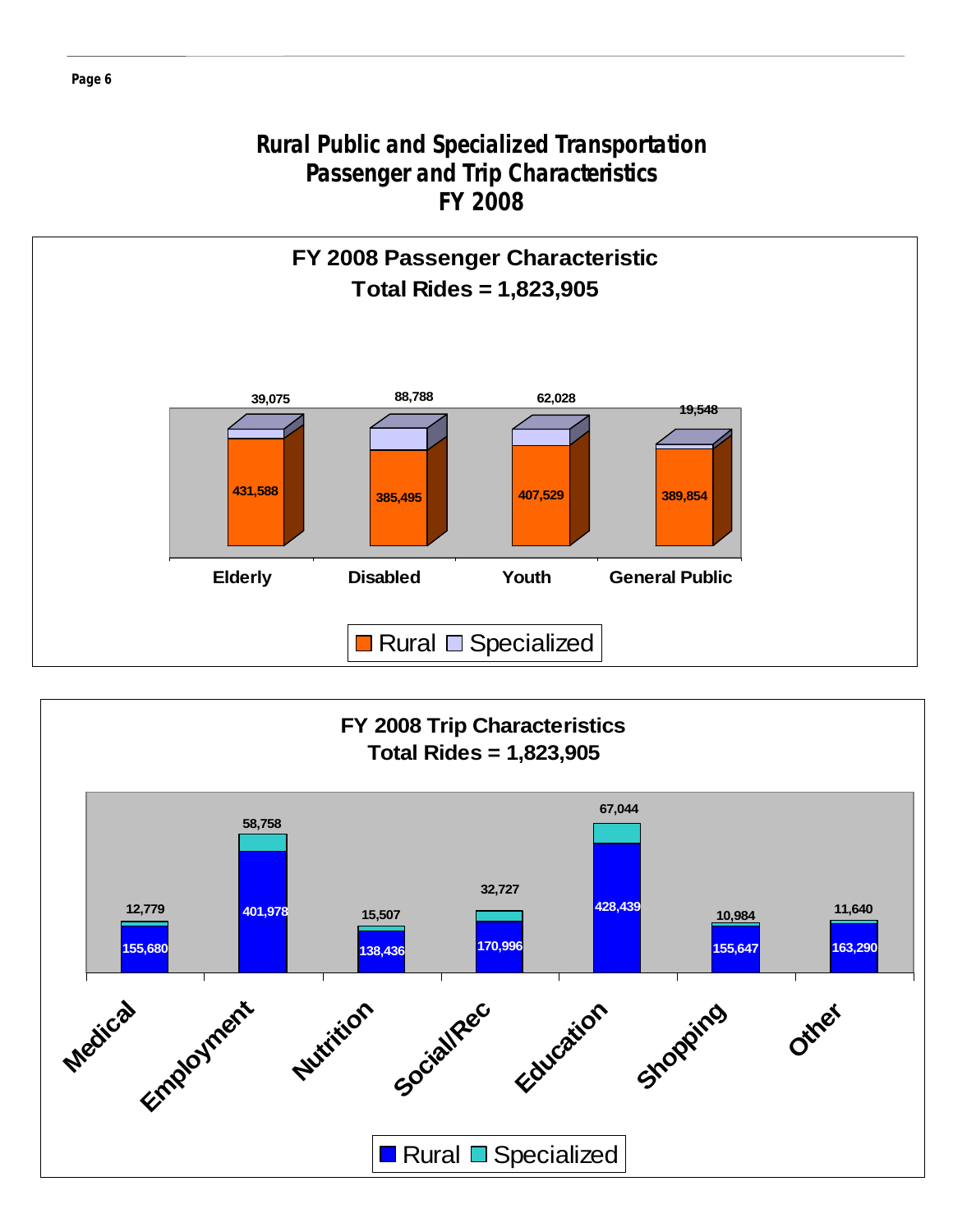# Rural Public and Specialized Transportation
# Passenger and Trip Characteristics
# FY 2008

## FY 2008 Passenger Characteristic
### Total Rides = 1,823,905

| | Rural | Specialized |
|---|---|---|
| Elderly | 431,588 | 39,075 |
| Disabled | 385,495 | 88,788 |
| Youth | 407,529 | 62,028 |
| General Public | 389,854 | 19,548 |

## FY 2008 Trip Characteristics
### Total Rides = 1,823,905

| | Rural | Specialized |
|---|---|---|
| Medical | 155,680 | 12,779 |
| Employment | 401,978 | 58,758 |
| Nutrition | 138,436 | 15,507 |
| Social/Rec | 170,996 | 32,727 |
| Education | 428,439 | 67,044 |
| Shopping | 155,647 | 10,984 |
| Other | 163,290 | 11,640 |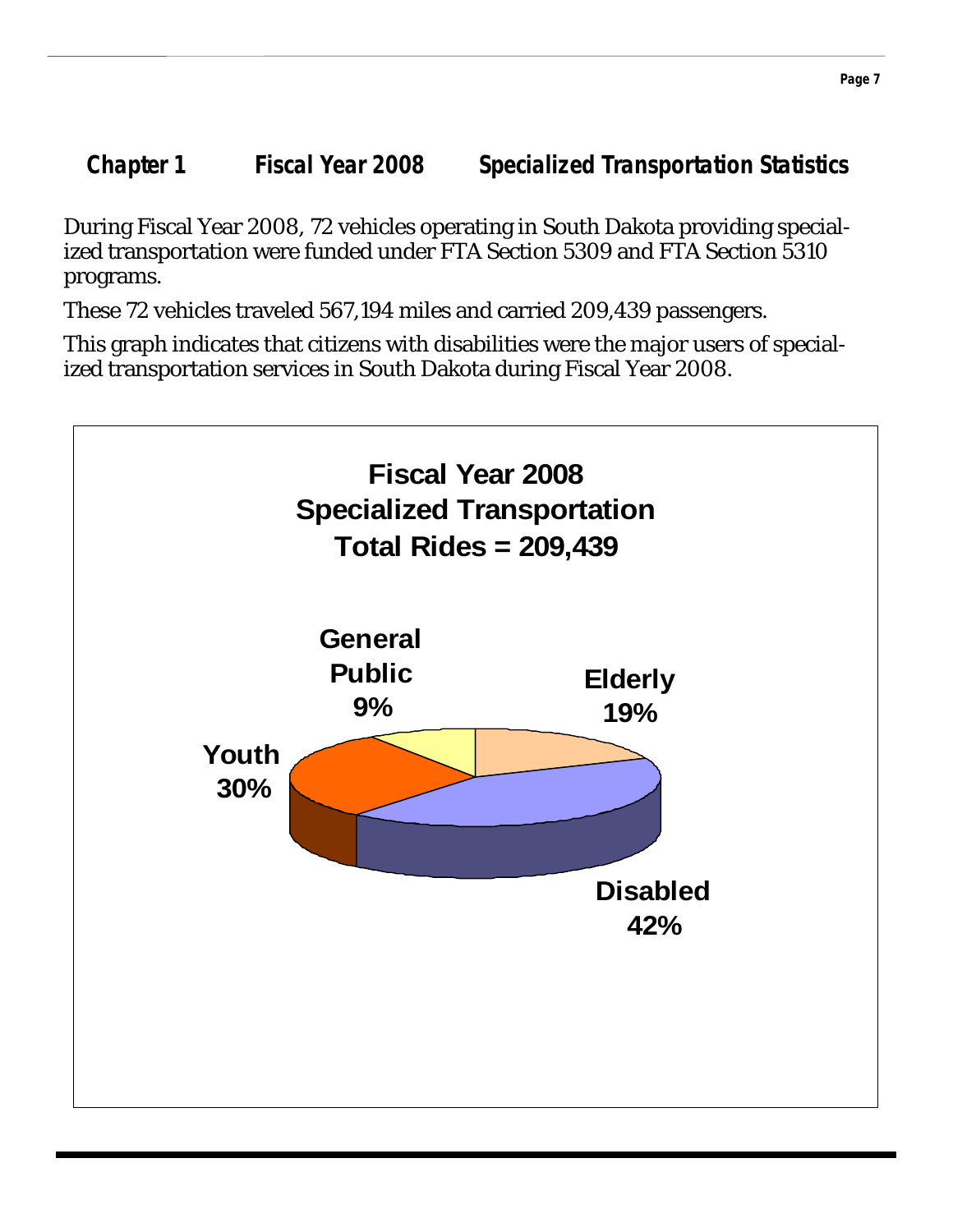## Chapter 1 Fiscal Year 2008 Specialized Transportation Statistics

During Fiscal Year 2008, 72 vehicles operating in South Dakota providing specialized transportation were funded under FTA Section 5309 and FTA Section 5310 programs.

These 72 vehicles traveled 567,194 miles and carried 209,439 passengers.

This graph indicates that citizens with disabilities were the major users of specialized transportation services in South Dakota during Fiscal Year 2008.

**Fiscal Year 2008 Specialized Transportation Total Rides = 209,439**

| Category | Percent |
|---|---|
| Elderly | 19% |
| Disabled | 42% |
| Youth | 30% |
| General Public | 9% |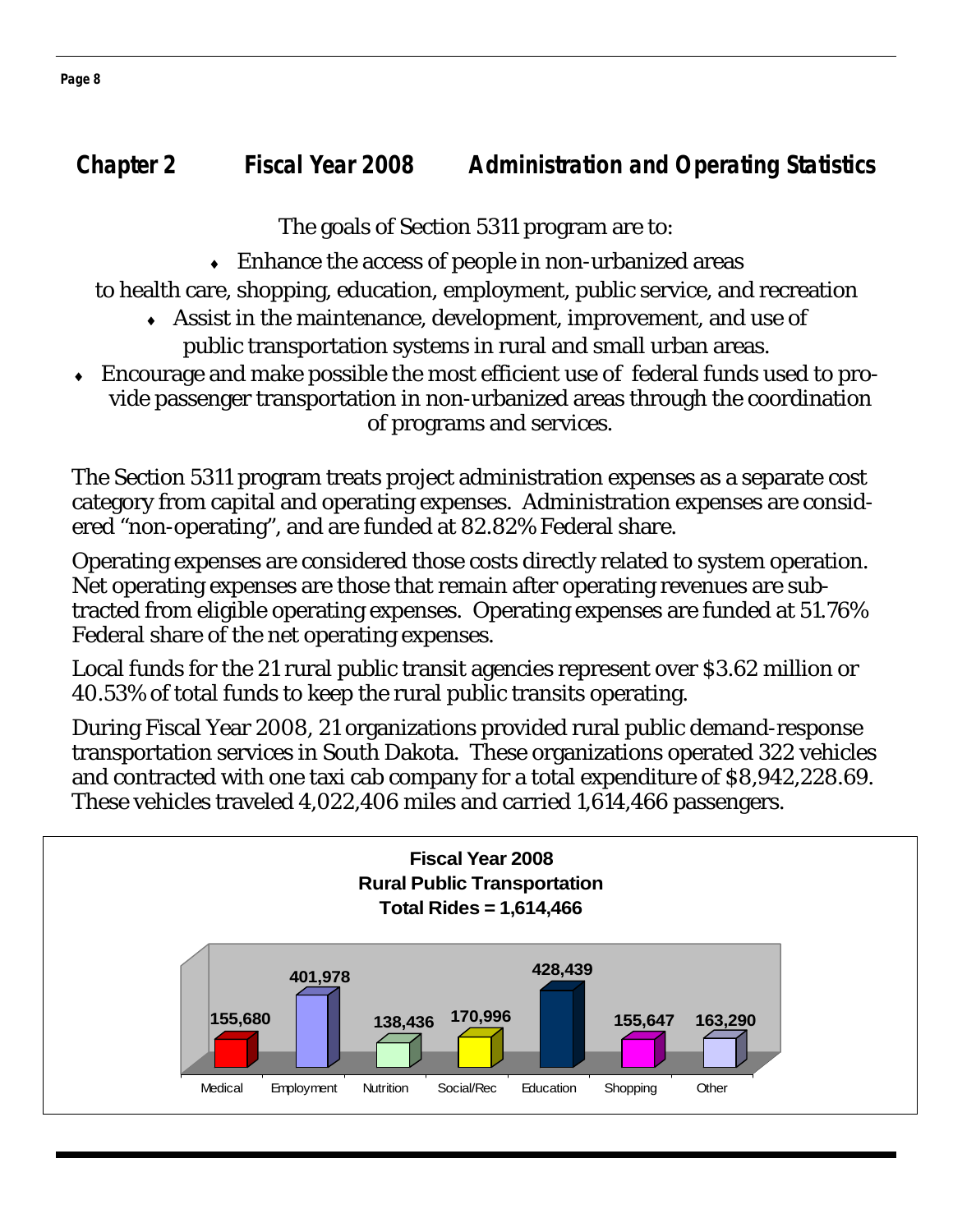## Chapter 2 Fiscal Year 2008 Administration and Operating Statistics

The goals of Section 5311 program are to:

- Enhance the access of people in non-urbanized areas to health care, shopping, education, employment, public service, and recreation
- Assist in the maintenance, development, improvement, and use of public transportation systems in rural and small urban areas.
- Encourage and make possible the most efficient use of federal funds used to provide passenger transportation in non-urbanized areas through the coordination of programs and services.

The Section 5311 program treats project administration expenses as a separate cost category from capital and operating expenses. Administration expenses are considered "non-operating", and are funded at 82.82% Federal share.

Operating expenses are considered those costs directly related to system operation. Net operating expenses are those that remain after operating revenues are subtracted from eligible operating expenses. Operating expenses are funded at 51.76% Federal share of the net operating expenses.

Local funds for the 21 rural public transit agencies represent over $3.62 million or 40.53% of total funds to keep the rural public transits operating.

During Fiscal Year 2008, 21 organizations provided rural public demand-response transportation services in South Dakota. These organizations operated 322 vehicles and contracted with one taxi cab company for a total expenditure of $8,942,228.69. These vehicles traveled 4,022,406 miles and carried 1,614,466 passengers.

**Fiscal Year 2008**
**Rural Public Transportation**
**Total Rides = 1,614,466**

| Medical | Employment | Nutrition | Social/Rec | Education | Shopping | Other |
|---|---|---|---|---|---|---|
| 155,680 | 401,978 | 138,436 | 170,996 | 428,439 | 155,647 | 163,290 |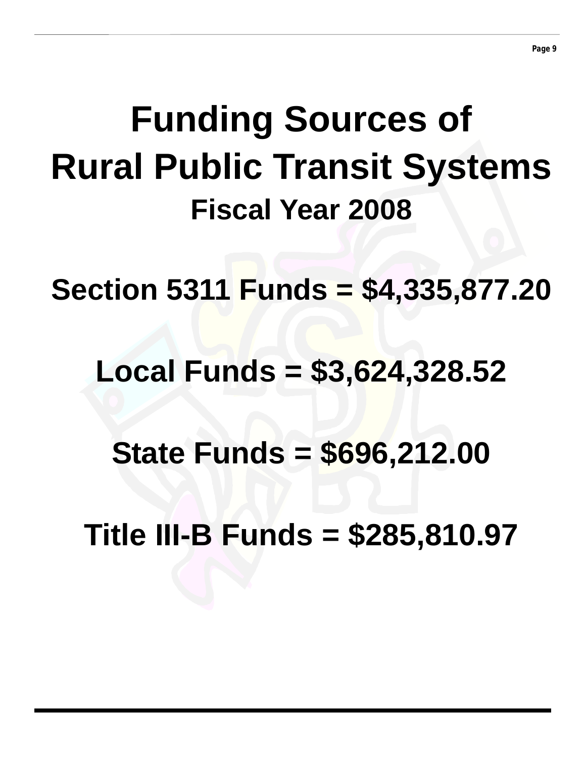# Funding Sources of Rural Public Transit Systems

## Fiscal Year 2008

**Section 5311 Funds = $4,335,877.20**

**Local Funds = $3,624,328.52**

**State Funds = $696,212.00**

**Title III-B Funds = $285,810.97**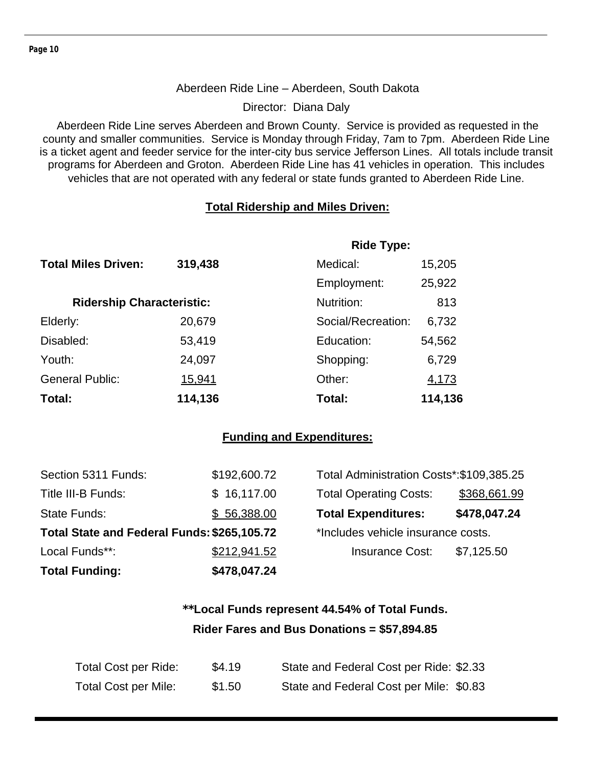## Aberdeen Ride Line – Aberdeen, South Dakota

Director: Diana Daly

Aberdeen Ride Line serves Aberdeen and Brown County. Service is provided as requested in the county and smaller communities. Service is Monday through Friday, 7am to 7pm. Aberdeen Ride Line is a ticket agent and feeder service for the inter-city bus service Jefferson Lines. All totals include transit programs for Aberdeen and Groton. Aberdeen Ride Line has 41 vehicles in operation. This includes vehicles that are not operated with any federal or state funds granted to Aberdeen Ride Line.

### Total Ridership and Miles Driven:

**Total Miles Driven:** **319,438**

| Ridership Characteristic: | |
|---|---|
| Elderly: | 20,679 |
| Disabled: | 53,419 |
| Youth: | 24,097 |
| General Public: | 15,941 |
| **Total:** | **114,136** |

| Ride Type: | |
|---|---|
| Medical: | 15,205 |
| Employment: | 25,922 |
| Nutrition: | 813 |
| Social/Recreation: | 6,732 |
| Education: | 54,562 |
| Shopping: | 6,729 |
| Other: | 4,173 |
| **Total:** | **114,136** |

### Funding and Expenditures:

| Funding | |
|---|---|
| Section 5311 Funds: | $192,600.72 |
| Title III-B Funds: | $ 16,117.00 |
| State Funds: | $ 56,388.00 |
| **Total State and Federal Funds:** | **$265,105.72** |
| Local Funds**: | $212,941.52 |
| **Total Funding:** | **$478,047.24** |

| Expenditures | |
|---|---|
| Total Administration Costs*: | $109,385.25 |
| Total Operating Costs: | $368,661.99 |
| **Total Expenditures:** | **$478,047.24** |

*Includes vehicle insurance costs.

Insurance Cost: $7,125.50

****Local Funds represent 44.54% of Total Funds.**

**Rider Fares and Bus Donations = $57,894.85**

| | | | |
|---|---|---|---|
| Total Cost per Ride: | $4.19 | State and Federal Cost per Ride: | $2.33 |
| Total Cost per Mile: | $1.50 | State and Federal Cost per Mile: | $0.83 |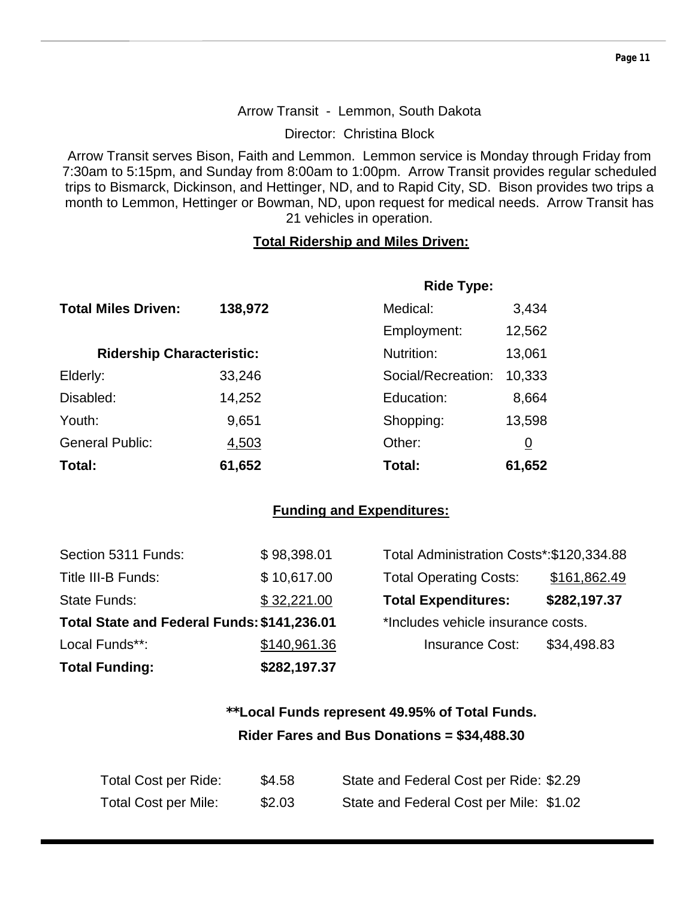Arrow Transit - Lemmon, South Dakota

Director: Christina Block

Arrow Transit serves Bison, Faith and Lemmon. Lemmon service is Monday through Friday from 7:30am to 5:15pm, and Sunday from 8:00am to 1:00pm. Arrow Transit provides regular scheduled trips to Bismarck, Dickinson, and Hettinger, ND, and to Rapid City, SD. Bison provides two trips a month to Lemmon, Hettinger or Bowman, ND, upon request for medical needs. Arrow Transit has 21 vehicles in operation.

**Total Ridership and Miles Driven:**

| | | **Ride Type:** | |
|---|---|---|---|
| **Total Miles Driven:** | **138,972** | Medical: | 3,434 |
| | | Employment: | 12,562 |
| **Ridership Characteristic:** | | Nutrition: | 13,061 |
| Elderly: | 33,246 | Social/Recreation: | 10,333 |
| Disabled: | 14,252 | Education: | 8,664 |
| Youth: | 9,651 | Shopping: | 13,598 |
| General Public: | 4,503 | Other: | 0 |
| **Total:** | **61,652** | **Total:** | **61,652** |

**Funding and Expenditures:**

| | | | |
|---|---|---|---|
| Section 5311 Funds: | $ 98,398.01 | Total Administration Costs*: | $120,334.88 |
| Title III-B Funds: | $ 10,617.00 | Total Operating Costs: | $161,862.49 |
| State Funds: | $ 32,221.00 | **Total Expenditures:** | **$282,197.37** |
| **Total State and Federal Funds:** | **$141,236.01** | *Includes vehicle insurance costs. | |
| Local Funds**: | $140,961.36 | Insurance Cost: | $34,498.83 |
| **Total Funding:** | **$282,197.37** | | |

**\*\*Local Funds represent 49.95% of Total Funds.**

**Rider Fares and Bus Donations = $34,488.30**

| | | | |
|---|---|---|---|
| Total Cost per Ride: | $4.58 | State and Federal Cost per Ride: | $2.29 |
| Total Cost per Mile: | $2.03 | State and Federal Cost per Mile: | $1.02 |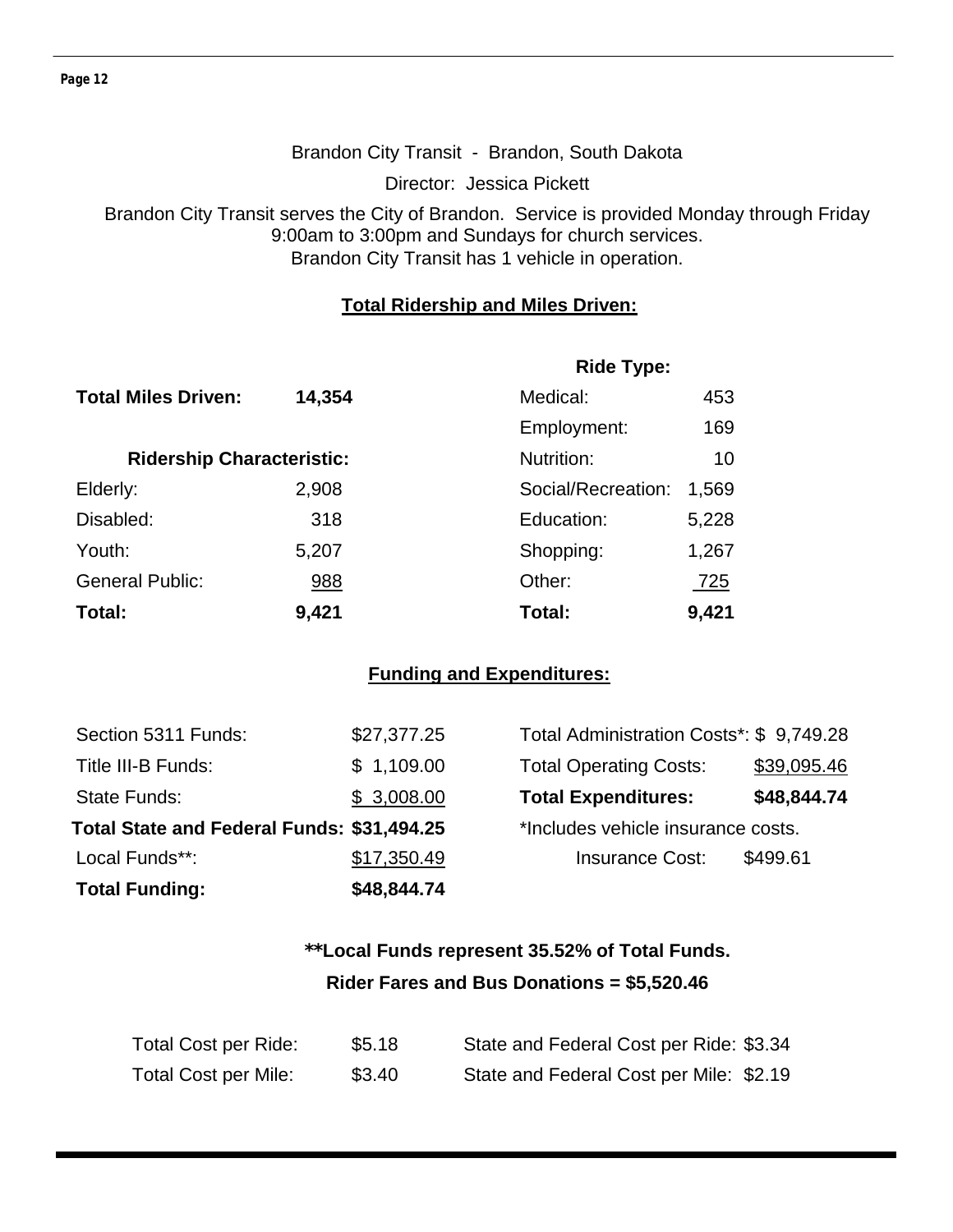Brandon City Transit - Brandon, South Dakota

Director: Jessica Pickett

Brandon City Transit serves the City of Brandon. Service is provided Monday through Friday 9:00am to 3:00pm and Sundays for church services.
Brandon City Transit has 1 vehicle in operation.

## Total Ridership and Miles Driven:

**Total Miles Driven:** **14,354**

| Ridership Characteristic: | |
|---|---|
| Elderly: | 2,908 |
| Disabled: | 318 |
| Youth: | 5,207 |
| General Public: | 988 |
| **Total:** | **9,421** |

| Ride Type: | |
|---|---|
| Medical: | 453 |
| Employment: | 169 |
| Nutrition: | 10 |
| Social/Recreation: | 1,569 |
| Education: | 5,228 |
| Shopping: | 1,267 |
| Other: | 725 |
| **Total:** | **9,421** |

## Funding and Expenditures:

| | |
|---|---|
| Section 5311 Funds: | $27,377.25 |
| Title III-B Funds: | $ 1,109.00 |
| State Funds: | $ 3,008.00 |
| **Total State and Federal Funds:** | **$31,494.25** |
| Local Funds**: | $17,350.49 |
| **Total Funding:** | **$48,844.74** |

| | |
|---|---|
| Total Administration Costs*: | $ 9,749.28 |
| Total Operating Costs: | $39,095.46 |
| **Total Expenditures:** | **$48,844.74** |

*Includes vehicle insurance costs.

Insurance Cost: $499.61

**\*\*Local Funds represent 35.52% of Total Funds.**

**Rider Fares and Bus Donations = $5,520.46**

| | | | |
|---|---|---|---|
| Total Cost per Ride: | $5.18 | State and Federal Cost per Ride: | $3.34 |
| Total Cost per Mile: | $3.40 | State and Federal Cost per Mile: | $2.19 |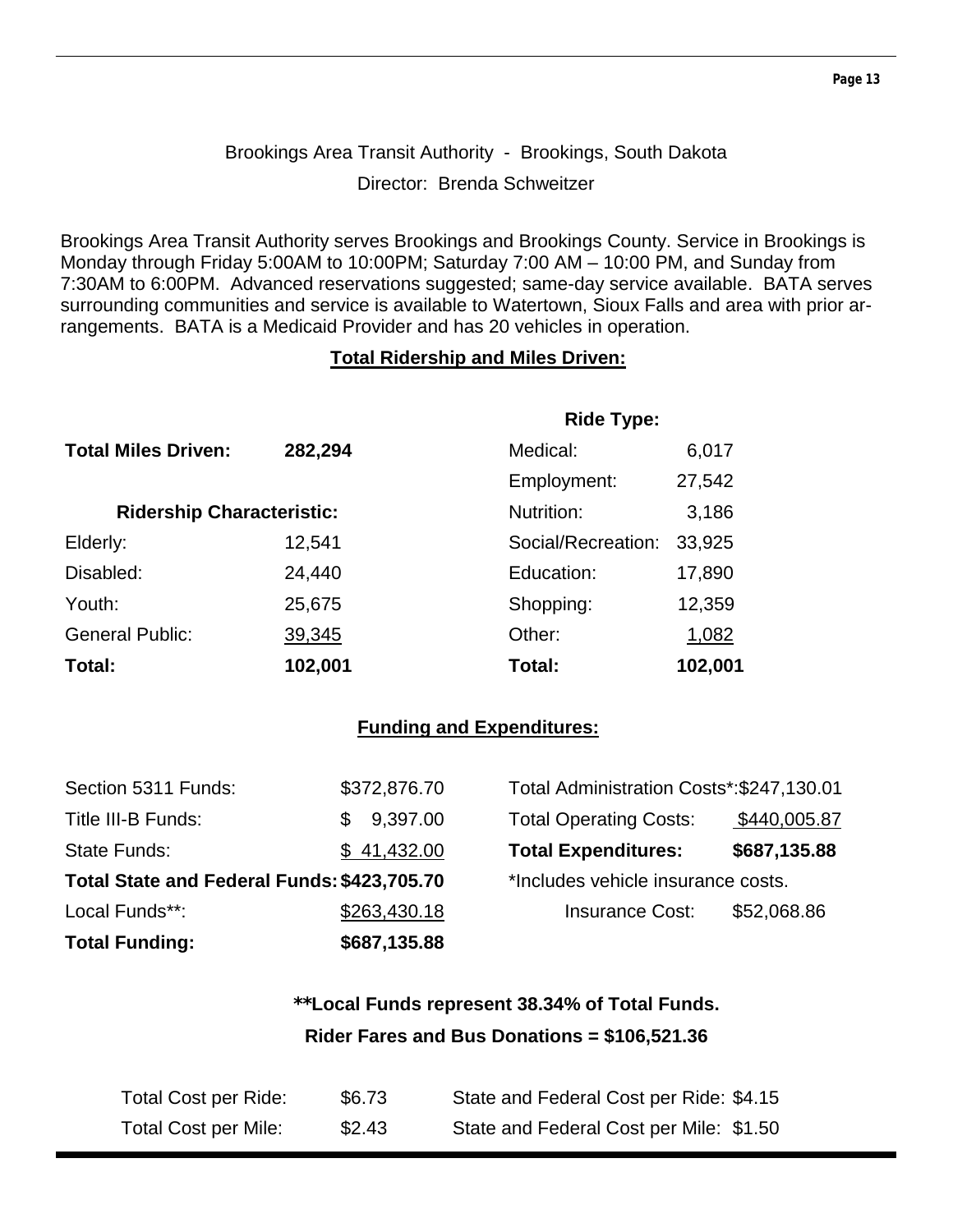Brookings Area Transit Authority - Brookings, South Dakota

Director: Brenda Schweitzer

Brookings Area Transit Authority serves Brookings and Brookings County. Service in Brookings is Monday through Friday 5:00AM to 10:00PM; Saturday 7:00 AM – 10:00 PM, and Sunday from 7:30AM to 6:00PM. Advanced reservations suggested; same-day service available. BATA serves surrounding communities and service is available to Watertown, Sioux Falls and area with prior arrangements. BATA is a Medicaid Provider and has 20 vehicles in operation.

**Total Ridership and Miles Driven:**

| | | **Ride Type:** | |
|---|---|---|---|
| **Total Miles Driven:** | **282,294** | Medical: | 6,017 |
| | | Employment: | 27,542 |
| **Ridership Characteristic:** | | Nutrition: | 3,186 |
| Elderly: | 12,541 | Social/Recreation: | 33,925 |
| Disabled: | 24,440 | Education: | 17,890 |
| Youth: | 25,675 | Shopping: | 12,359 |
| General Public: | 39,345 | Other: | 1,082 |
| **Total:** | **102,001** | **Total:** | **102,001** |

**Funding and Expenditures:**

| | | | |
|---|---|---|---|
| Section 5311 Funds: | $372,876.70 | Total Administration Costs*: | $247,130.01 |
| Title III-B Funds: | $ 9,397.00 | Total Operating Costs: | $440,005.87 |
| State Funds: | $ 41,432.00 | **Total Expenditures:** | **$687,135.88** |
| **Total State and Federal Funds:** | **$423,705.70** | *Includes vehicle insurance costs. | |
| Local Funds**: | $263,430.18 | Insurance Cost: | $52,068.86 |
| **Total Funding:** | **$687,135.88** | | |

**\*\*Local Funds represent 38.34% of Total Funds.**

**Rider Fares and Bus Donations = $106,521.36**

| | | | |
|---|---|---|---|
| Total Cost per Ride: | $6.73 | State and Federal Cost per Ride: | $4.15 |
| Total Cost per Mile: | $2.43 | State and Federal Cost per Mile: | $1.50 |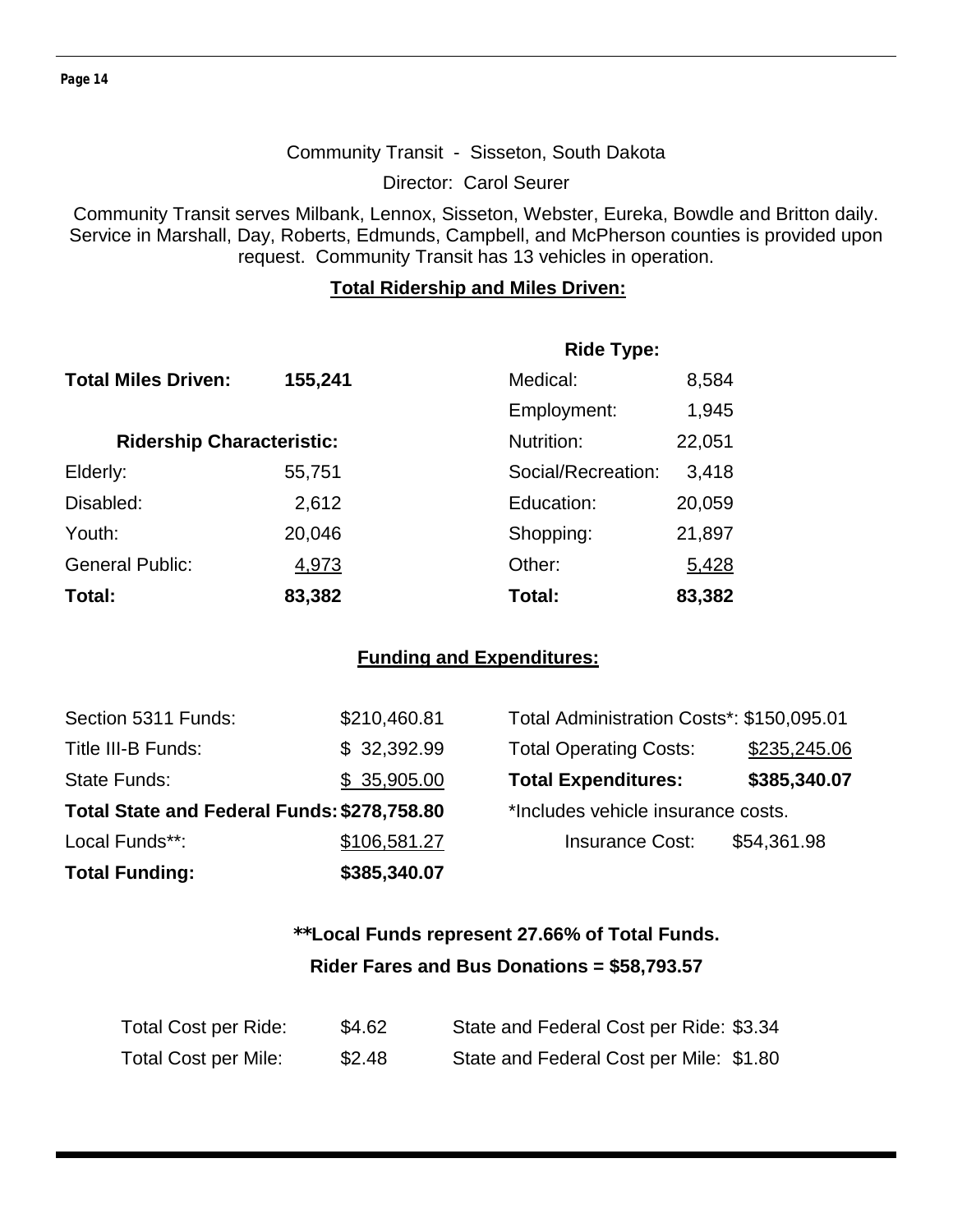## Community Transit - Sisseton, South Dakota

Director: Carol Seurer

Community Transit serves Milbank, Lennox, Sisseton, Webster, Eureka, Bowdle and Britton daily. Service in Marshall, Day, Roberts, Edmunds, Campbell, and McPherson counties is provided upon request. Community Transit has 13 vehicles in operation.

### Total Ridership and Miles Driven:

**Total Miles Driven:** **155,241**

| **Ridership Characteristic:** | |
|---|---|
| Elderly: | 55,751 |
| Disabled: | 2,612 |
| Youth: | 20,046 |
| General Public: | 4,973 |
| **Total:** | **83,382** |

| **Ride Type:** | |
|---|---|
| Medical: | 8,584 |
| Employment: | 1,945 |
| Nutrition: | 22,051 |
| Social/Recreation: | 3,418 |
| Education: | 20,059 |
| Shopping: | 21,897 |
| Other: | 5,428 |
| **Total:** | **83,382** |

### Funding and Expenditures:

| | |
|---|---|
| Section 5311 Funds: | $210,460.81 |
| Title III-B Funds: | $ 32,392.99 |
| State Funds: | $ 35,905.00 |
| **Total State and Federal Funds:** | **$278,758.80** |
| Local Funds**: | $106,581.27 |
| **Total Funding:** | **$385,340.07** |

| | |
|---|---|
| Total Administration Costs*: | $150,095.01 |
| Total Operating Costs: | $235,245.06 |
| **Total Expenditures:** | **$385,340.07** |

*Includes vehicle insurance costs.

Insurance Cost: $54,361.98

**\*\*Local Funds represent 27.66% of Total Funds.**

**Rider Fares and Bus Donations = $58,793.57**

| | | | |
|---|---|---|---|
| Total Cost per Ride: | $4.62 | State and Federal Cost per Ride: | $3.34 |
| Total Cost per Mile: | $2.48 | State and Federal Cost per Mile: | $1.80 |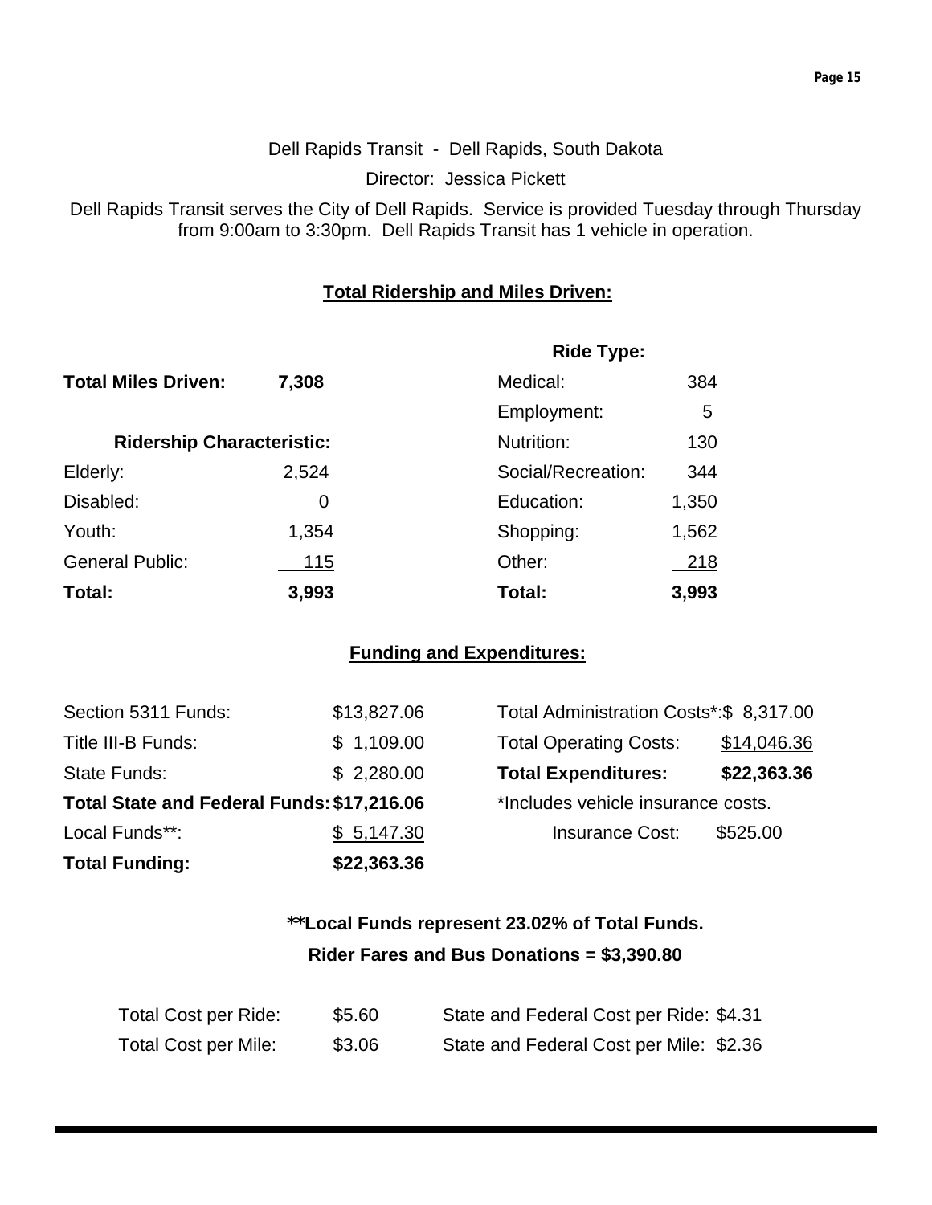Dell Rapids Transit - Dell Rapids, South Dakota

Director: Jessica Pickett

Dell Rapids Transit serves the City of Dell Rapids. Service is provided Tuesday through Thursday from 9:00am to 3:30pm. Dell Rapids Transit has 1 vehicle in operation.

## Total Ridership and Miles Driven:

**Total Miles Driven:** **7,308**

| **Ridership Characteristic:** | |
|---|---|
| Elderly: | 2,524 |
| Disabled: | 0 |
| Youth: | 1,354 |
| General Public: | 115 |
| **Total:** | **3,993** |

| **Ride Type:** | |
|---|---|
| Medical: | 384 |
| Employment: | 5 |
| Nutrition: | 130 |
| Social/Recreation: | 344 |
| Education: | 1,350 |
| Shopping: | 1,562 |
| Other: | 218 |
| **Total:** | **3,993** |

## Funding and Expenditures:

| | |
|---|---|
| Section 5311 Funds: | $13,827.06 |
| Title III-B Funds: | $ 1,109.00 |
| State Funds: | $ 2,280.00 |
| **Total State and Federal Funds:** | **$17,216.06** |
| Local Funds**: | $ 5,147.30 |
| **Total Funding:** | **$22,363.36** |

| | |
|---|---|
| Total Administration Costs*: | $ 8,317.00 |
| Total Operating Costs: | $14,046.36 |
| **Total Expenditures:** | **$22,363.36** |

*Includes vehicle insurance costs.

Insurance Cost: $525.00

**\*\*Local Funds represent 23.02% of Total Funds.**

**Rider Fares and Bus Donations = $3,390.80**

| | | | |
|---|---|---|---|
| Total Cost per Ride: | $5.60 | State and Federal Cost per Ride: | $4.31 |
| Total Cost per Mile: | $3.06 | State and Federal Cost per Mile: | $2.36 |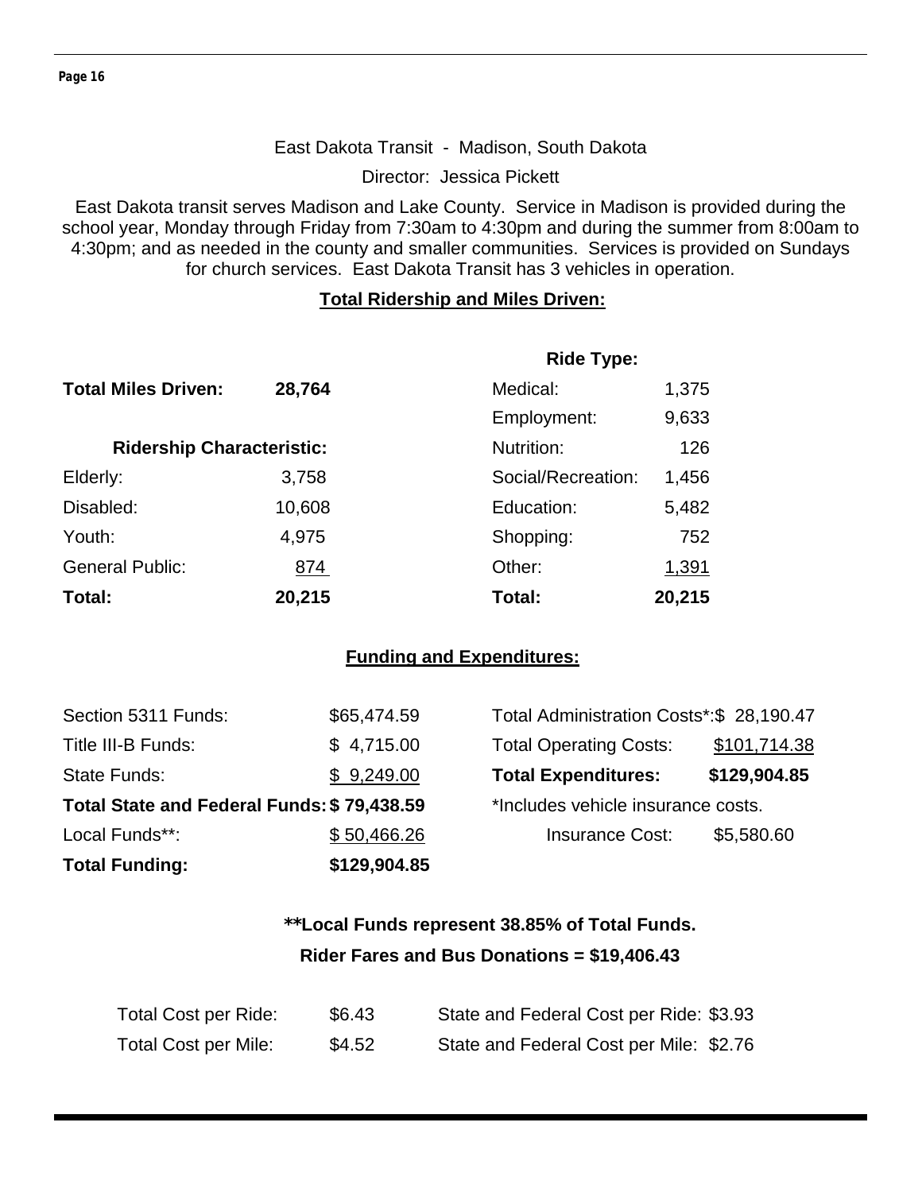East Dakota Transit - Madison, South Dakota

Director: Jessica Pickett

East Dakota transit serves Madison and Lake County. Service in Madison is provided during the school year, Monday through Friday from 7:30am to 4:30pm and during the summer from 8:00am to 4:30pm; and as needed in the county and smaller communities. Services is provided on Sundays for church services. East Dakota Transit has 3 vehicles in operation.

**Total Ridership and Miles Driven:**

**Total Miles Driven: 28,764**

| **Ridership Characteristic:** | | **Ride Type:** | |
|---|---|---|---|
| | | Medical: | 1,375 |
| | | Employment: | 9,633 |
| | | Nutrition: | 126 |
| Elderly: | 3,758 | Social/Recreation: | 1,456 |
| Disabled: | 10,608 | Education: | 5,482 |
| Youth: | 4,975 | Shopping: | 752 |
| General Public: | 874 | Other: | 1,391 |
| **Total:** | **20,215** | **Total:** | **20,215** |

**Funding and Expenditures:**

| | |
|---|---|
| Section 5311 Funds: | $65,474.59 |
| Title III-B Funds: | $ 4,715.00 |
| State Funds: | $ 9,249.00 |
| **Total State and Federal Funds:** | **$ 79,438.59** |
| Local Funds**: | $ 50,466.26 |
| **Total Funding:** | **$129,904.85** |

| | |
|---|---|
| Total Administration Costs*: | $ 28,190.47 |
| Total Operating Costs: | $101,714.38 |
| **Total Expenditures:** | **$129,904.85** |

*Includes vehicle insurance costs.

Insurance Cost: $5,580.60

****Local Funds represent 38.85% of Total Funds.**

**Rider Fares and Bus Donations = $19,406.43**

| | | | |
|---|---|---|---|
| Total Cost per Ride: | $6.43 | State and Federal Cost per Ride: | $3.93 |
| Total Cost per Mile: | $4.52 | State and Federal Cost per Mile: | $2.76 |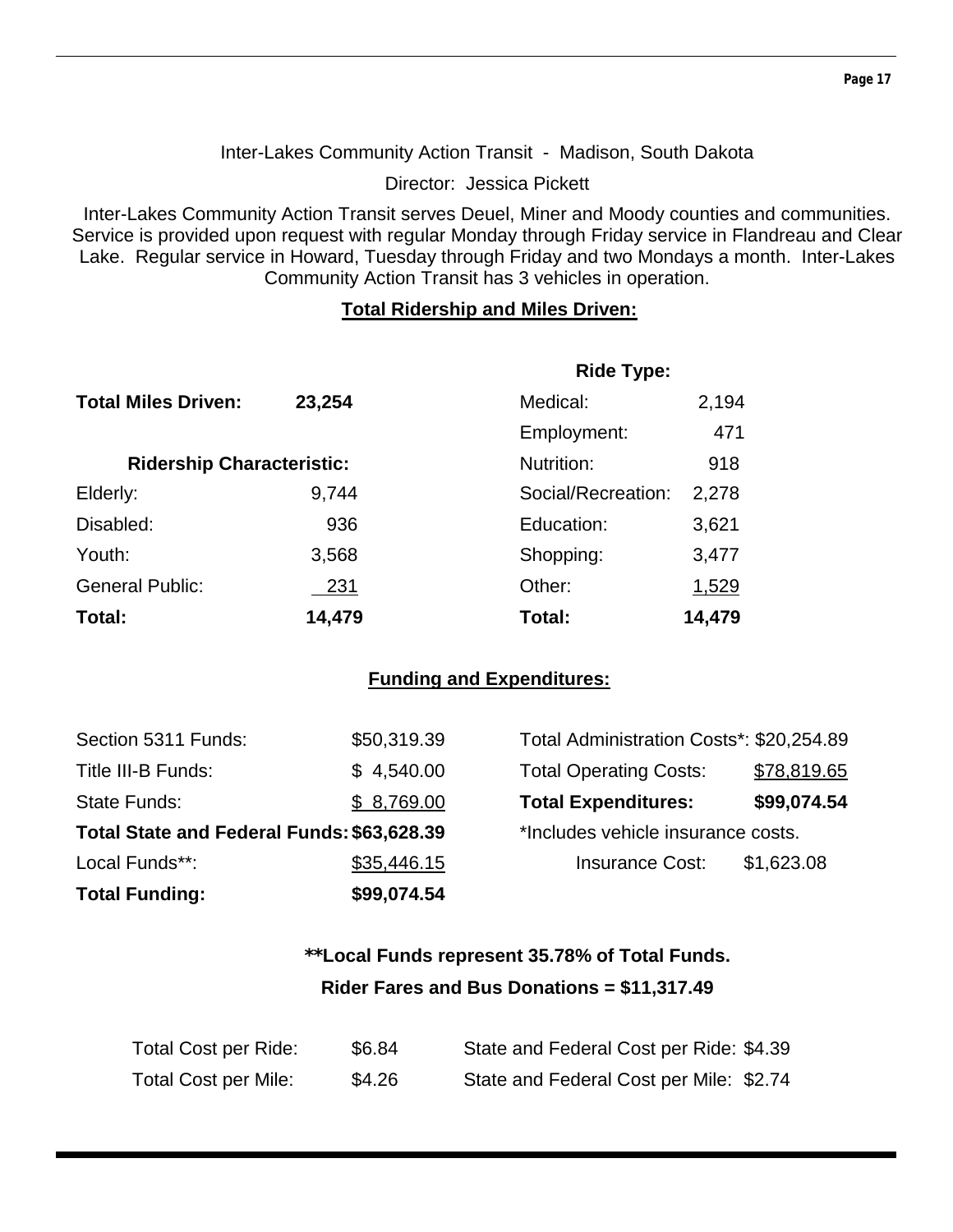Inter-Lakes Community Action Transit - Madison, South Dakota

Director: Jessica Pickett

Inter-Lakes Community Action Transit serves Deuel, Miner and Moody counties and communities. Service is provided upon request with regular Monday through Friday service in Flandreau and Clear Lake. Regular service in Howard, Tuesday through Friday and two Mondays a month. Inter-Lakes Community Action Transit has 3 vehicles in operation.

## Total Ridership and Miles Driven:

**Total Miles Driven:** **23,254**

| Ridership Characteristic: | |
|---|---|
| Elderly: | 9,744 |
| Disabled: | 936 |
| Youth: | 3,568 |
| General Public: | 231 |
| **Total:** | **14,479** |

| Ride Type: | |
|---|---|
| Medical: | 2,194 |
| Employment: | 471 |
| Nutrition: | 918 |
| Social/Recreation: | 2,278 |
| Education: | 3,621 |
| Shopping: | 3,477 |
| Other: | 1,529 |
| **Total:** | **14,479** |

## Funding and Expenditures:

| | |
|---|---|
| Section 5311 Funds: | $50,319.39 |
| Title III-B Funds: | $ 4,540.00 |
| State Funds: | $ 8,769.00 |
| **Total State and Federal Funds:** | **$63,628.39** |
| Local Funds**: | $35,446.15 |
| **Total Funding:** | **$99,074.54** |

| | |
|---|---|
| Total Administration Costs*: | $20,254.89 |
| Total Operating Costs: | $78,819.65 |
| **Total Expenditures:** | **$99,074.54** |

*Includes vehicle insurance costs.

Insurance Cost: $1,623.08

**\*\*Local Funds represent 35.78% of Total Funds.**

**Rider Fares and Bus Donations = $11,317.49**

| | | | |
|---|---|---|---|
| Total Cost per Ride: | $6.84 | State and Federal Cost per Ride: | $4.39 |
| Total Cost per Mile: | $4.26 | State and Federal Cost per Mile: | $2.74 |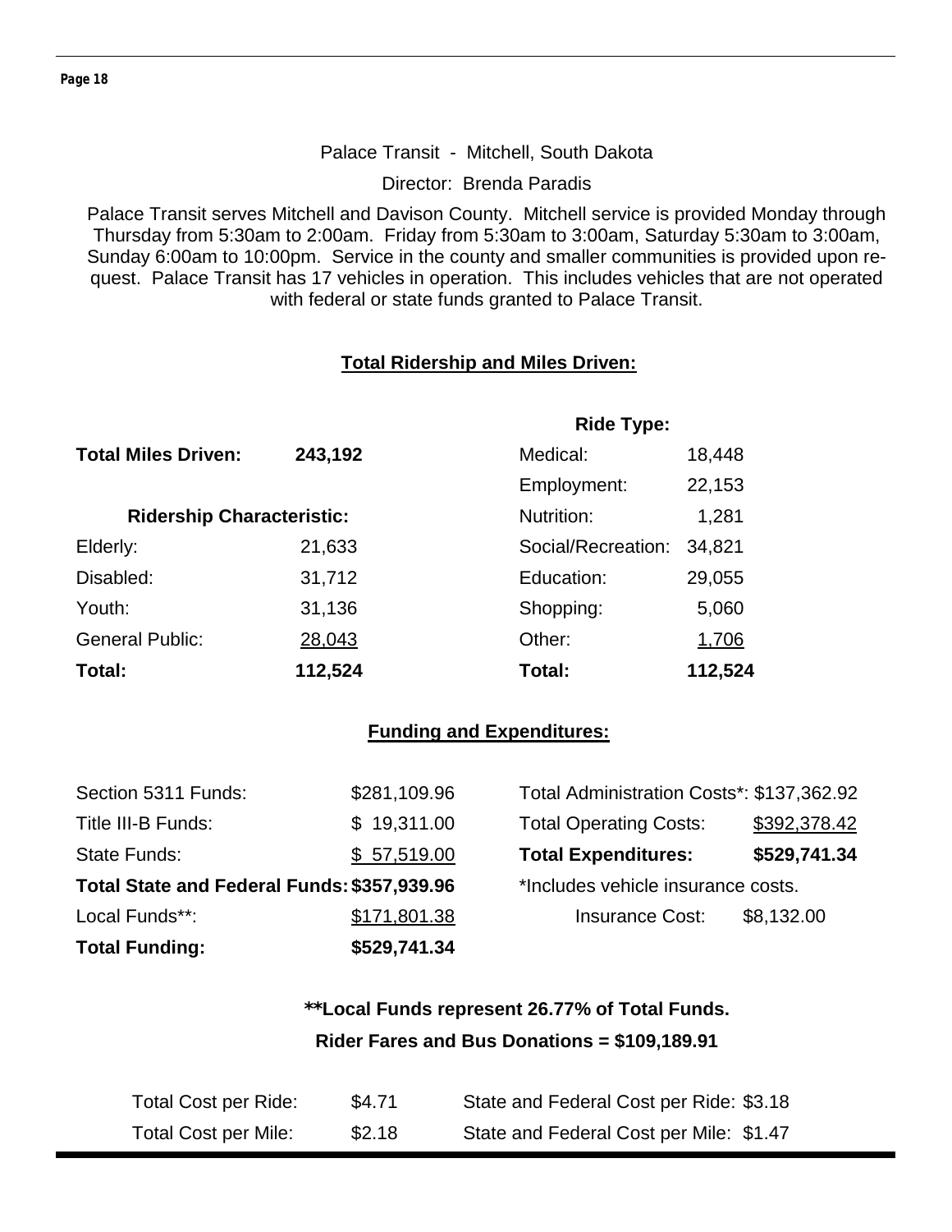Palace Transit - Mitchell, South Dakota

Director: Brenda Paradis

Palace Transit serves Mitchell and Davison County. Mitchell service is provided Monday through Thursday from 5:30am to 2:00am. Friday from 5:30am to 3:00am, Saturday 5:30am to 3:00am, Sunday 6:00am to 10:00pm. Service in the county and smaller communities is provided upon request. Palace Transit has 17 vehicles in operation. This includes vehicles that are not operated with federal or state funds granted to Palace Transit.

## Total Ridership and Miles Driven:

**Total Miles Driven: 243,192**

| Ridership Characteristic: | |
|---|---|
| Elderly: | 21,633 |
| Disabled: | 31,712 |
| Youth: | 31,136 |
| General Public: | 28,043 |
| **Total:** | **112,524** |

| Ride Type: | |
|---|---|
| Medical: | 18,448 |
| Employment: | 22,153 |
| Nutrition: | 1,281 |
| Social/Recreation: | 34,821 |
| Education: | 29,055 |
| Shopping: | 5,060 |
| Other: | 1,706 |
| **Total:** | **112,524** |

## Funding and Expenditures:

| | |
|---|---|
| Section 5311 Funds: | $281,109.96 |
| Title III-B Funds: | $ 19,311.00 |
| State Funds: | $ 57,519.00 |
| **Total State and Federal Funds:** | **$357,939.96** |
| Local Funds**: | $171,801.38 |
| **Total Funding:** | **$529,741.34** |

| | |
|---|---|
| Total Administration Costs*: | $137,362.92 |
| Total Operating Costs: | $392,378.42 |
| **Total Expenditures:** | **$529,741.34** |

*Includes vehicle insurance costs.

Insurance Cost: $8,132.00

**\*\*Local Funds represent 26.77% of Total Funds.**

**Rider Fares and Bus Donations = $109,189.91**

| | | | |
|---|---|---|---|
| Total Cost per Ride: | $4.71 | State and Federal Cost per Ride: | $3.18 |
| Total Cost per Mile: | $2.18 | State and Federal Cost per Mile: | $1.47 |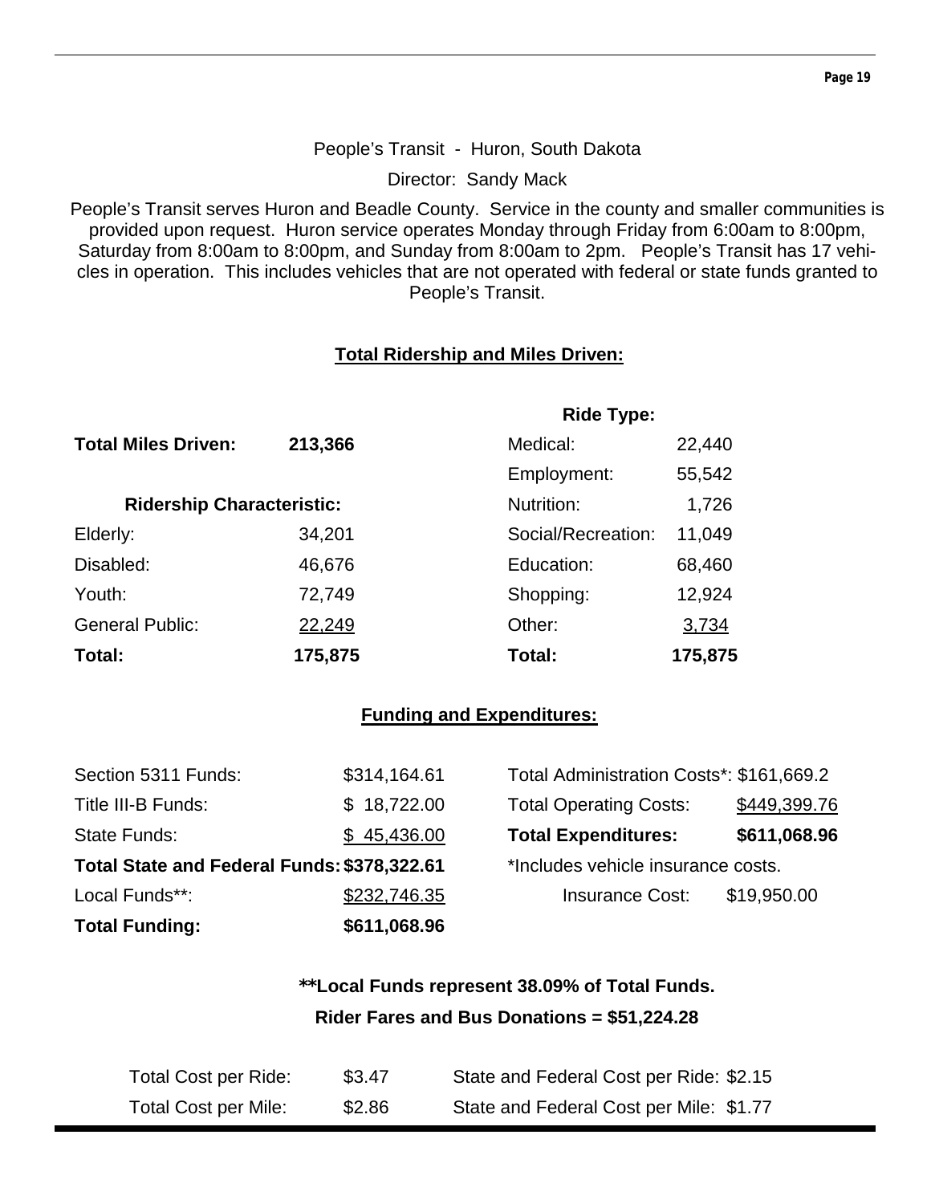People's Transit - Huron, South Dakota

Director: Sandy Mack

People's Transit serves Huron and Beadle County. Service in the county and smaller communities is provided upon request. Huron service operates Monday through Friday from 6:00am to 8:00pm, Saturday from 8:00am to 8:00pm, and Sunday from 8:00am to 2pm. People's Transit has 17 vehicles in operation. This includes vehicles that are not operated with federal or state funds granted to People's Transit.

## Total Ridership and Miles Driven:

**Total Miles Driven:** **213,366**

| Ridership Characteristic: | |
|---|---|
| Elderly: | 34,201 |
| Disabled: | 46,676 |
| Youth: | 72,749 |
| General Public: | 22,249 |
| **Total:** | **175,875** |

| Ride Type: | |
|---|---|
| Medical: | 22,440 |
| Employment: | 55,542 |
| Nutrition: | 1,726 |
| Social/Recreation: | 11,049 |
| Education: | 68,460 |
| Shopping: | 12,924 |
| Other: | 3,734 |
| **Total:** | **175,875** |

## Funding and Expenditures:

| | |
|---|---|
| Section 5311 Funds: | $314,164.61 |
| Title III-B Funds: | $ 18,722.00 |
| State Funds: | $ 45,436.00 |
| **Total State and Federal Funds:** | **$378,322.61** |
| Local Funds**: | $232,746.35 |
| **Total Funding:** | **$611,068.96** |

| | |
|---|---|
| Total Administration Costs*: | $161,669.2 |
| Total Operating Costs: | $449,399.76 |
| **Total Expenditures:** | **$611,068.96** |

*Includes vehicle insurance costs.

Insurance Cost: $19,950.00

**\*\*Local Funds represent 38.09% of Total Funds.**

**Rider Fares and Bus Donations = $51,224.28**

| | | | |
|---|---|---|---|
| Total Cost per Ride: | $3.47 | State and Federal Cost per Ride: | $2.15 |
| Total Cost per Mile: | $2.86 | State and Federal Cost per Mile: | $1.77 |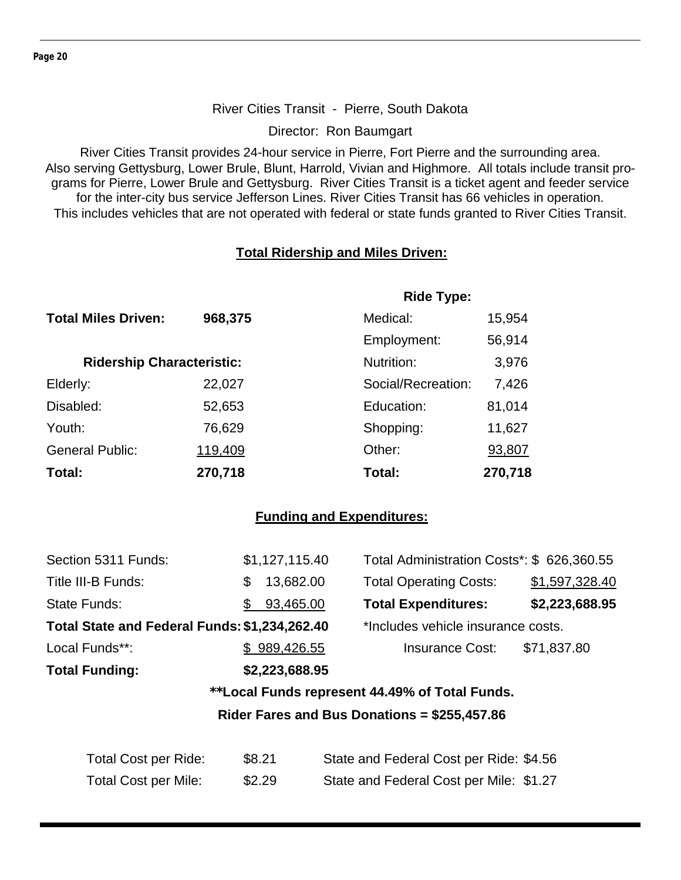River Cities Transit - Pierre, South Dakota

Director: Ron Baumgart

River Cities Transit provides 24-hour service in Pierre, Fort Pierre and the surrounding area. Also serving Gettysburg, Lower Brule, Blunt, Harrold, Vivian and Highmore. All totals include transit programs for Pierre, Lower Brule and Gettysburg. River Cities Transit is a ticket agent and feeder service for the inter-city bus service Jefferson Lines. River Cities Transit has 66 vehicles in operation. This includes vehicles that are not operated with federal or state funds granted to River Cities Transit.

## Total Ridership and Miles Driven:

**Total Miles Driven: 968,375**

| Ridership Characteristic: | |
|---|---|
| Elderly: | 22,027 |
| Disabled: | 52,653 |
| Youth: | 76,629 |
| General Public: | 119,409 |
| **Total:** | **270,718** |

| Ride Type: | |
|---|---|
| Medical: | 15,954 |
| Employment: | 56,914 |
| Nutrition: | 3,976 |
| Social/Recreation: | 7,426 |
| Education: | 81,014 |
| Shopping: | 11,627 |
| Other: | 93,807 |
| **Total:** | **270,718** |

## Funding and Expenditures:

| Funding | |
|---|---|
| Section 5311 Funds: | $1,127,115.40 |
| Title III-B Funds: | $ 13,682.00 |
| State Funds: | $ 93,465.00 |
| **Total State and Federal Funds:** | **$1,234,262.40** |
| Local Funds**: | $ 989,426.55 |
| **Total Funding:** | **$2,223,688.95** |

| Expenditures | |
|---|---|
| Total Administration Costs*: | $ 626,360.55 |
| Total Operating Costs: | $1,597,328.40 |
| **Total Expenditures:** | **$2,223,688.95** |

*Includes vehicle insurance costs.

Insurance Cost: $71,837.80

**\*\*Local Funds represent 44.49% of Total Funds.**

**Rider Fares and Bus Donations = $255,457.86**

| | | | |
|---|---|---|---|
| Total Cost per Ride: | $8.21 | State and Federal Cost per Ride: | $4.56 |
| Total Cost per Mile: | $2.29 | State and Federal Cost per Mile: | $1.27 |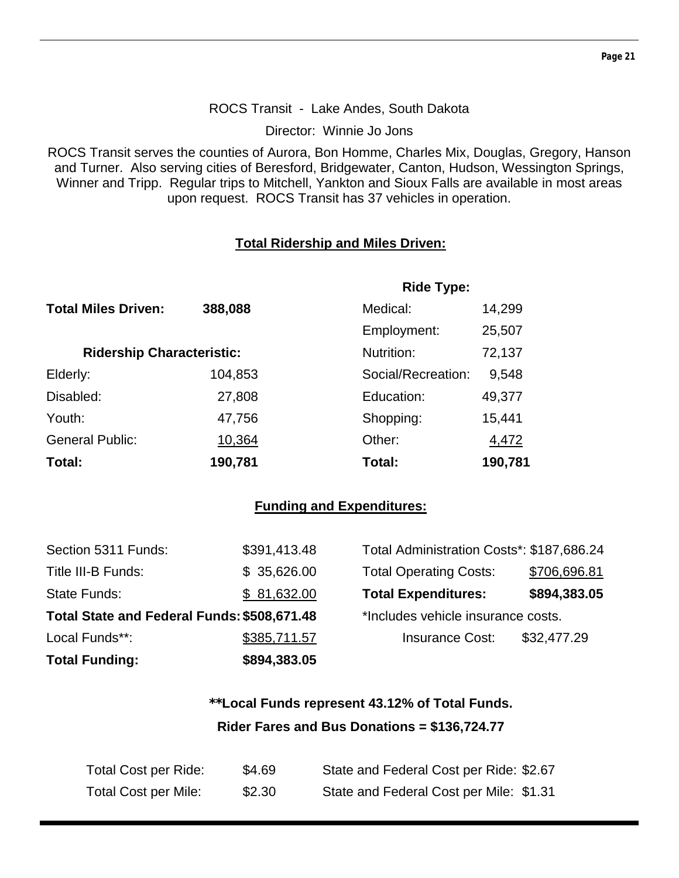ROCS Transit - Lake Andes, South Dakota

Director: Winnie Jo Jons

ROCS Transit serves the counties of Aurora, Bon Homme, Charles Mix, Douglas, Gregory, Hanson and Turner. Also serving cities of Beresford, Bridgewater, Canton, Hudson, Wessington Springs, Winner and Tripp. Regular trips to Mitchell, Yankton and Sioux Falls are available in most areas upon request. ROCS Transit has 37 vehicles in operation.

## Total Ridership and Miles Driven:

**Total Miles Driven:** **388,088**

| Ridership Characteristic: | | Ride Type: | |
|---|---|---|---|
| Elderly: | 104,853 | Medical: | 14,299 |
| Disabled: | 27,808 | Employment: | 25,507 |
| Youth: | 47,756 | Nutrition: | 72,137 |
| General Public: | 10,364 | Social/Recreation: | 9,548 |
| | | Education: | 49,377 |
| | | Shopping: | 15,441 |
| | | Other: | 4,472 |
| **Total:** | **190,781** | **Total:** | **190,781** |

## Funding and Expenditures:

| | | | |
|---|---|---|---|
| Section 5311 Funds: | $391,413.48 | Total Administration Costs*: | $187,686.24 |
| Title III-B Funds: | $ 35,626.00 | Total Operating Costs: | $706,696.81 |
| State Funds: | $ 81,632.00 | **Total Expenditures:** | **$894,383.05** |
| **Total State and Federal Funds:** | **$508,671.48** | *Includes vehicle insurance costs. | |
| Local Funds**: | $385,711.57 | Insurance Cost: | $32,477.29 |
| **Total Funding:** | **$894,383.05** | | |

**\*\*Local Funds represent 43.12% of Total Funds.**

**Rider Fares and Bus Donations = $136,724.77**

| | | | |
|---|---|---|---|
| Total Cost per Ride: | $4.69 | State and Federal Cost per Ride: | $2.67 |
| Total Cost per Mile: | $2.30 | State and Federal Cost per Mile: | $1.31 |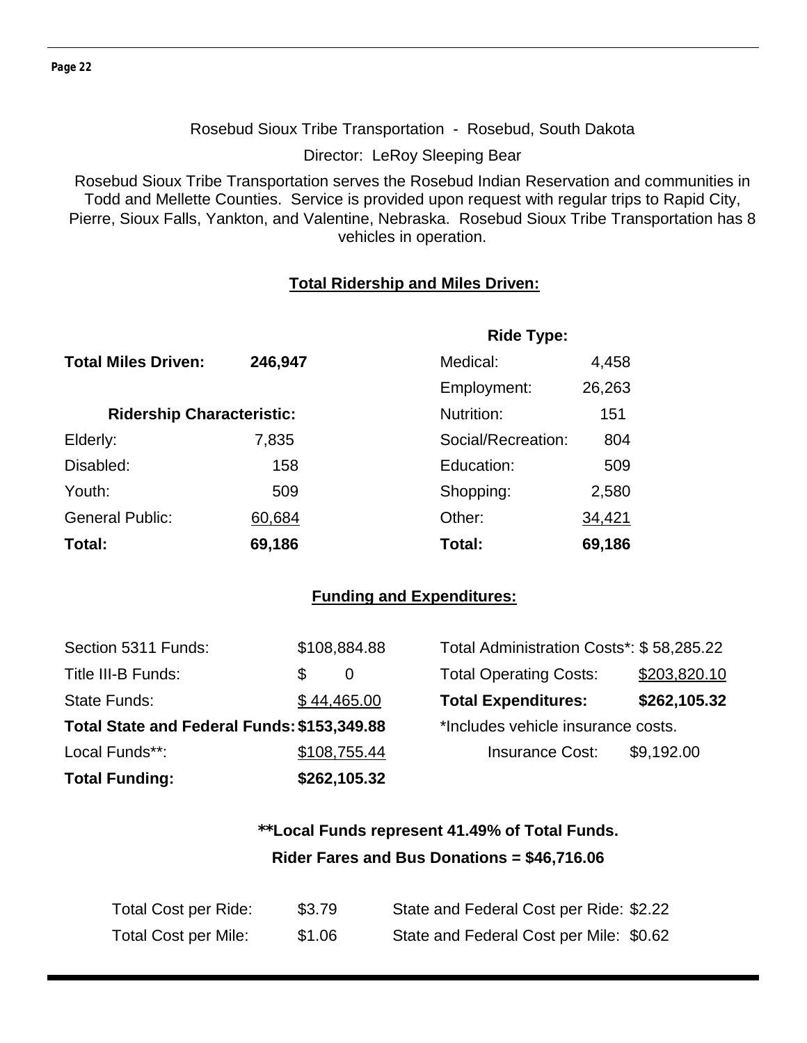Rosebud Sioux Tribe Transportation - Rosebud, South Dakota

Director: LeRoy Sleeping Bear

Rosebud Sioux Tribe Transportation serves the Rosebud Indian Reservation and communities in Todd and Mellette Counties. Service is provided upon request with regular trips to Rapid City, Pierre, Sioux Falls, Yankton, and Valentine, Nebraska. Rosebud Sioux Tribe Transportation has 8 vehicles in operation.

## Total Ridership and Miles Driven:

**Total Miles Driven:** **246,947**

| Ridership Characteristic: | | Ride Type: | |
|---|---|---|---|
| Elderly: | 7,835 | Medical: | 4,458 |
| Disabled: | 158 | Employment: | 26,263 |
| Youth: | 509 | Nutrition: | 151 |
| General Public: | 60,684 | Social/Recreation: | 804 |
| | | Education: | 509 |
| | | Shopping: | 2,580 |
| | | Other: | 34,421 |
| **Total:** | **69,186** | **Total:** | **69,186** |

## Funding and Expenditures:

| | |
|---|---|
| Section 5311 Funds: | $108,884.88 |
| Title III-B Funds: | $ 0 |
| State Funds: | $ 44,465.00 |
| **Total State and Federal Funds:** | **$153,349.88** |
| Local Funds**: | $108,755.44 |
| **Total Funding:** | **$262,105.32** |

| | |
|---|---|
| Total Administration Costs*: | $ 58,285.22 |
| Total Operating Costs: | $203,820.10 |
| **Total Expenditures:** | **$262,105.32** |

*Includes vehicle insurance costs.

Insurance Cost: $9,192.00

**\*\*Local Funds represent 41.49% of Total Funds.**

**Rider Fares and Bus Donations = $46,716.06**

| | | | |
|---|---|---|---|
| Total Cost per Ride: | $3.79 | State and Federal Cost per Ride: | $2.22 |
| Total Cost per Mile: | $1.06 | State and Federal Cost per Mile: | $0.62 |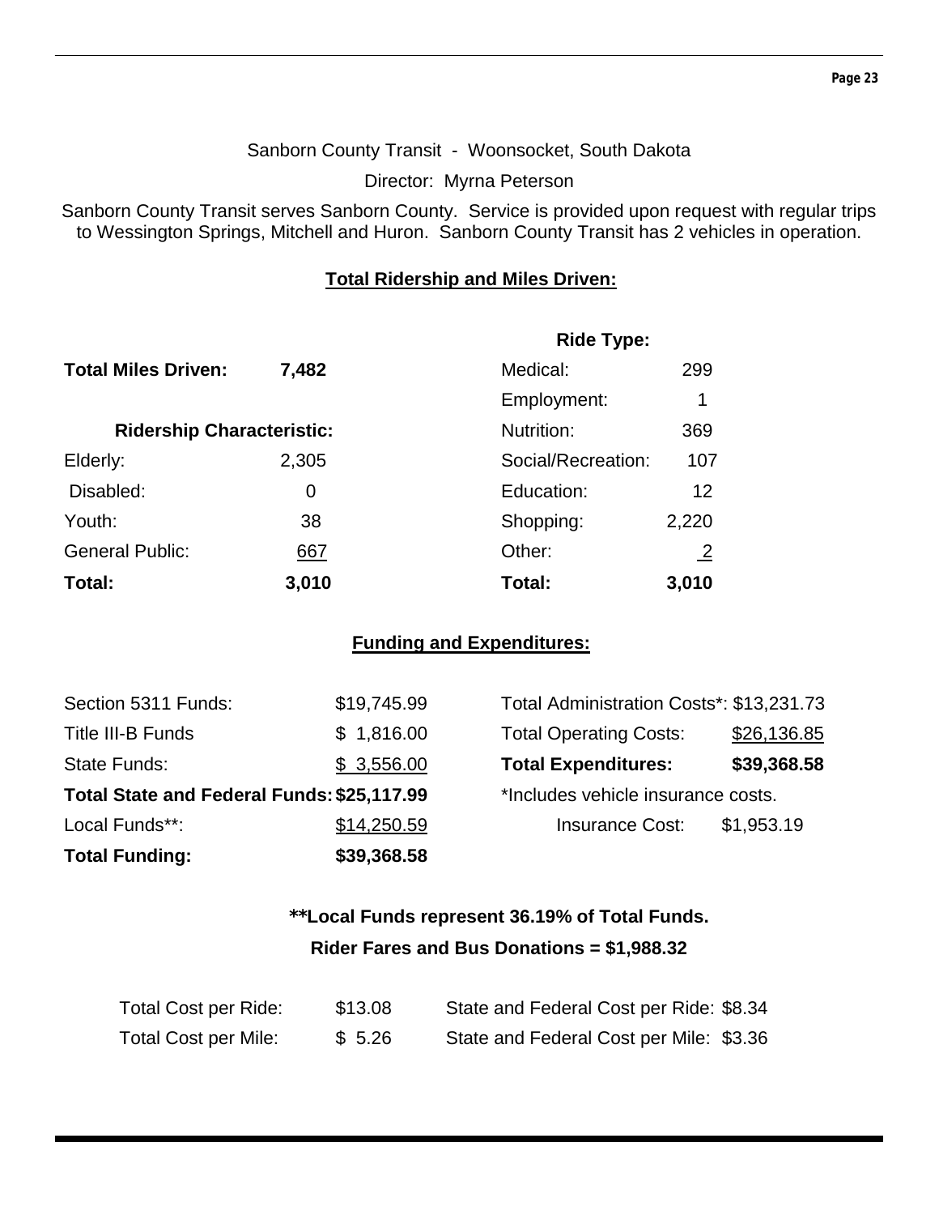Sanborn County Transit - Woonsocket, South Dakota

Director: Myrna Peterson

Sanborn County Transit serves Sanborn County. Service is provided upon request with regular trips to Wessington Springs, Mitchell and Huron. Sanborn County Transit has 2 vehicles in operation.

## Total Ridership and Miles Driven:

**Total Miles Driven:** **7,482**

| Ridership Characteristic: | | Ride Type: | |
|---|---|---|---|
| | | Medical: | 299 |
| | | Employment: | 1 |
| | | Nutrition: | 369 |
| Elderly: | 2,305 | Social/Recreation: | 107 |
| Disabled: | 0 | Education: | 12 |
| Youth: | 38 | Shopping: | 2,220 |
| General Public: | 667 | Other: | 2 |
| **Total:** | **3,010** | **Total:** | **3,010** |

## Funding and Expenditures:

| | |
|---|---|
| Section 5311 Funds: | $19,745.99 |
| Title III-B Funds | $ 1,816.00 |
| State Funds: | $ 3,556.00 |
| **Total State and Federal Funds:** | **$25,117.99** |
| Local Funds**: | $14,250.59 |
| **Total Funding:** | **$39,368.58** |

| | |
|---|---|
| Total Administration Costs*: | $13,231.73 |
| Total Operating Costs: | $26,136.85 |
| **Total Expenditures:** | **$39,368.58** |

*Includes vehicle insurance costs.

Insurance Cost: $1,953.19

**\*\*Local Funds represent 36.19% of Total Funds.**

**Rider Fares and Bus Donations = $1,988.32**

| | | | |
|---|---|---|---|
| Total Cost per Ride: | $13.08 | State and Federal Cost per Ride: | $8.34 |
| Total Cost per Mile: | $ 5.26 | State and Federal Cost per Mile: | $3.36 |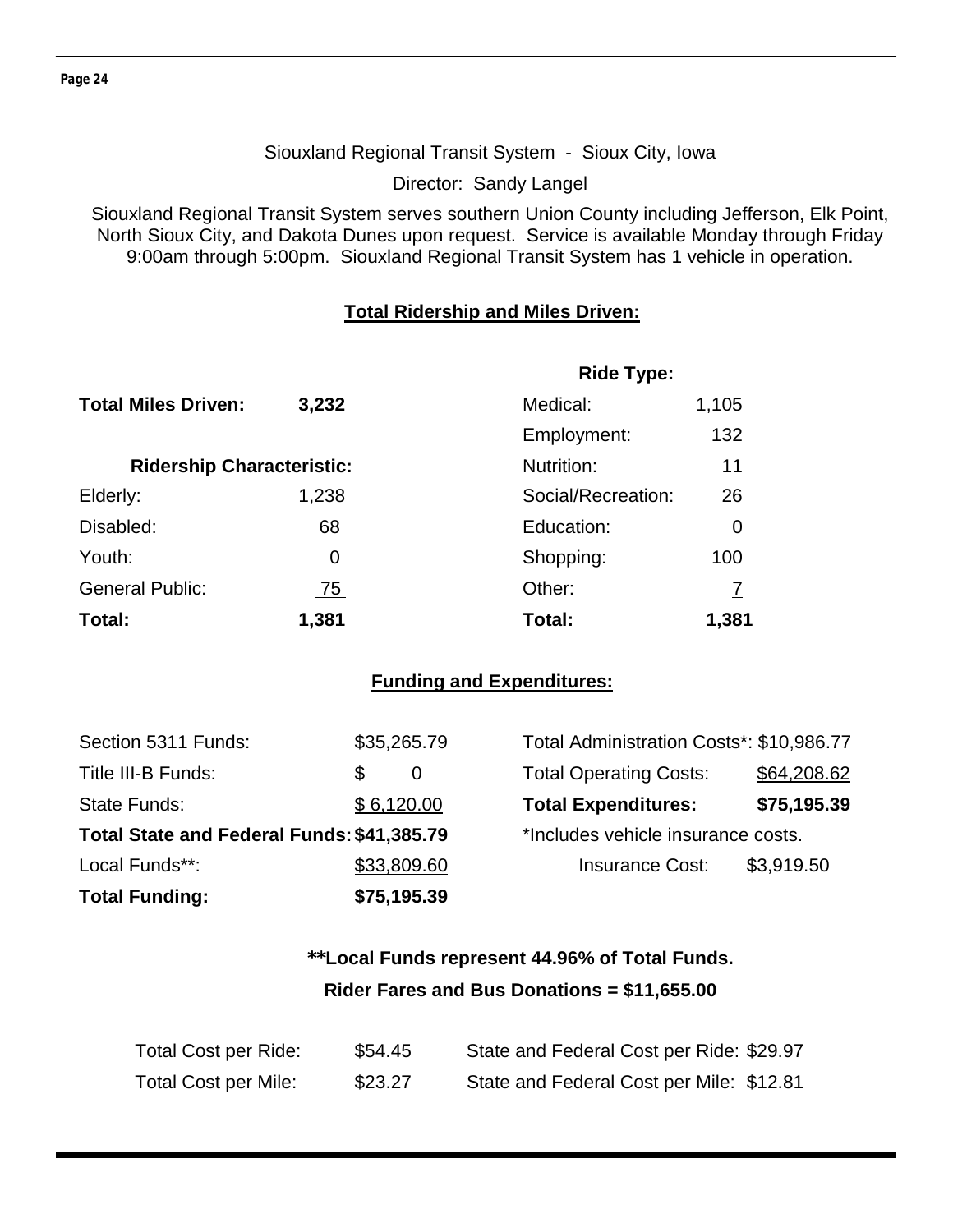## Siouxland Regional Transit System - Sioux City, Iowa

Director: Sandy Langel

Siouxland Regional Transit System serves southern Union County including Jefferson, Elk Point, North Sioux City, and Dakota Dunes upon request. Service is available Monday through Friday 9:00am through 5:00pm. Siouxland Regional Transit System has 1 vehicle in operation.

### Total Ridership and Miles Driven:

**Total Miles Driven:** **3,232**

| **Ridership Characteristic:** | | **Ride Type:** | |
|---|---|---|---|
| Elderly: | 1,238 | Medical: | 1,105 |
| Disabled: | 68 | Employment: | 132 |
| Youth: | 0 | Nutrition: | 11 |
| General Public: | 75 | Social/Recreation: | 26 |
| | | Education: | 0 |
| | | Shopping: | 100 |
| | | Other: | 7 |
| **Total:** | **1,381** | **Total:** | **1,381** |

### Funding and Expenditures:

| Funding | | Expenditures | |
|---|---|---|---|
| Section 5311 Funds: | $35,265.79 | Total Administration Costs*: | $10,986.77 |
| Title III-B Funds: | $ 0 | Total Operating Costs: | $64,208.62 |
| State Funds: | $ 6,120.00 | **Total Expenditures:** | **$75,195.39** |
| **Total State and Federal Funds:** | **$41,385.79** | *Includes vehicle insurance costs. | |
| Local Funds**: | $33,809.60 | Insurance Cost: | $3,919.50 |
| **Total Funding:** | **$75,195.39** | | |

**\*\*Local Funds represent 44.96% of Total Funds.**

**Rider Fares and Bus Donations = $11,655.00**

| | | | |
|---|---|---|---|
| Total Cost per Ride: | $54.45 | State and Federal Cost per Ride: | $29.97 |
| Total Cost per Mile: | $23.27 | State and Federal Cost per Mile: | $12.81 |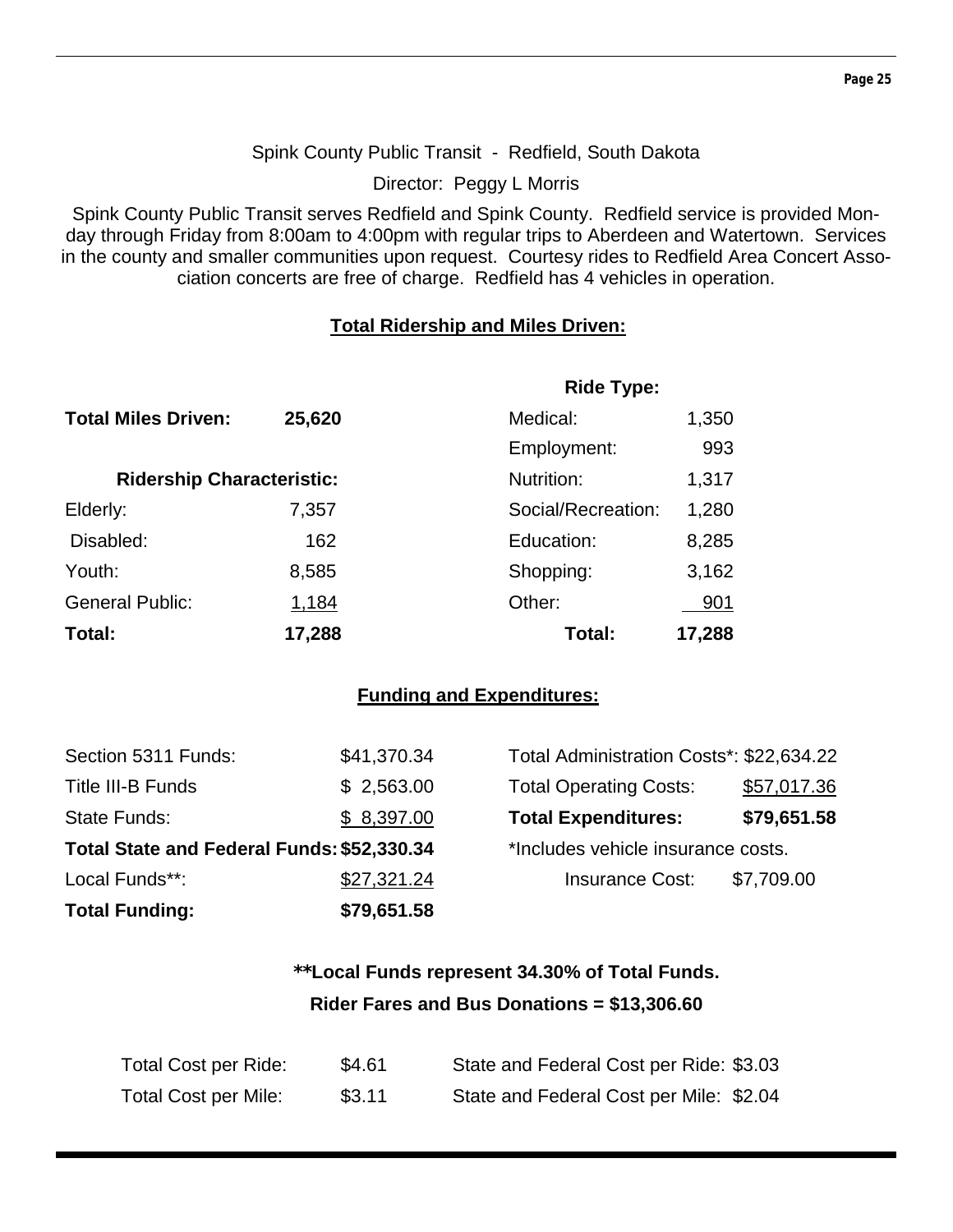Spink County Public Transit - Redfield, South Dakota

Director: Peggy L Morris

Spink County Public Transit serves Redfield and Spink County. Redfield service is provided Monday through Friday from 8:00am to 4:00pm with regular trips to Aberdeen and Watertown. Services in the county and smaller communities upon request. Courtesy rides to Redfield Area Concert Association concerts are free of charge. Redfield has 4 vehicles in operation.

## Total Ridership and Miles Driven:

**Total Miles Driven:** 25,620

| Ridership Characteristic: | | Ride Type: | |
|---|---|---|---|
| | | Medical: | 1,350 |
| | | Employment: | 993 |
| | | Nutrition: | 1,317 |
| Elderly: | 7,357 | Social/Recreation: | 1,280 |
| Disabled: | 162 | Education: | 8,285 |
| Youth: | 8,585 | Shopping: | 3,162 |
| General Public: | 1,184 | Other: | 901 |
| **Total:** | **17,288** | **Total:** | **17,288** |

## Funding and Expenditures:

| | | | |
|---|---|---|---|
| Section 5311 Funds: | $41,370.34 | Total Administration Costs*: | $22,634.22 |
| Title III-B Funds | $ 2,563.00 | Total Operating Costs: | $57,017.36 |
| State Funds: | $ 8,397.00 | **Total Expenditures:** | **$79,651.58** |
| **Total State and Federal Funds:** | **$52,330.34** | *Includes vehicle insurance costs. | |
| Local Funds**: | $27,321.24 | Insurance Cost: | $7,709.00 |
| **Total Funding:** | **$79,651.58** | | |

**\*\*Local Funds represent 34.30% of Total Funds.**

**Rider Fares and Bus Donations = $13,306.60**

| | | | |
|---|---|---|---|
| Total Cost per Ride: | $4.61 | State and Federal Cost per Ride: | $3.03 |
| Total Cost per Mile: | $3.11 | State and Federal Cost per Mile: | $2.04 |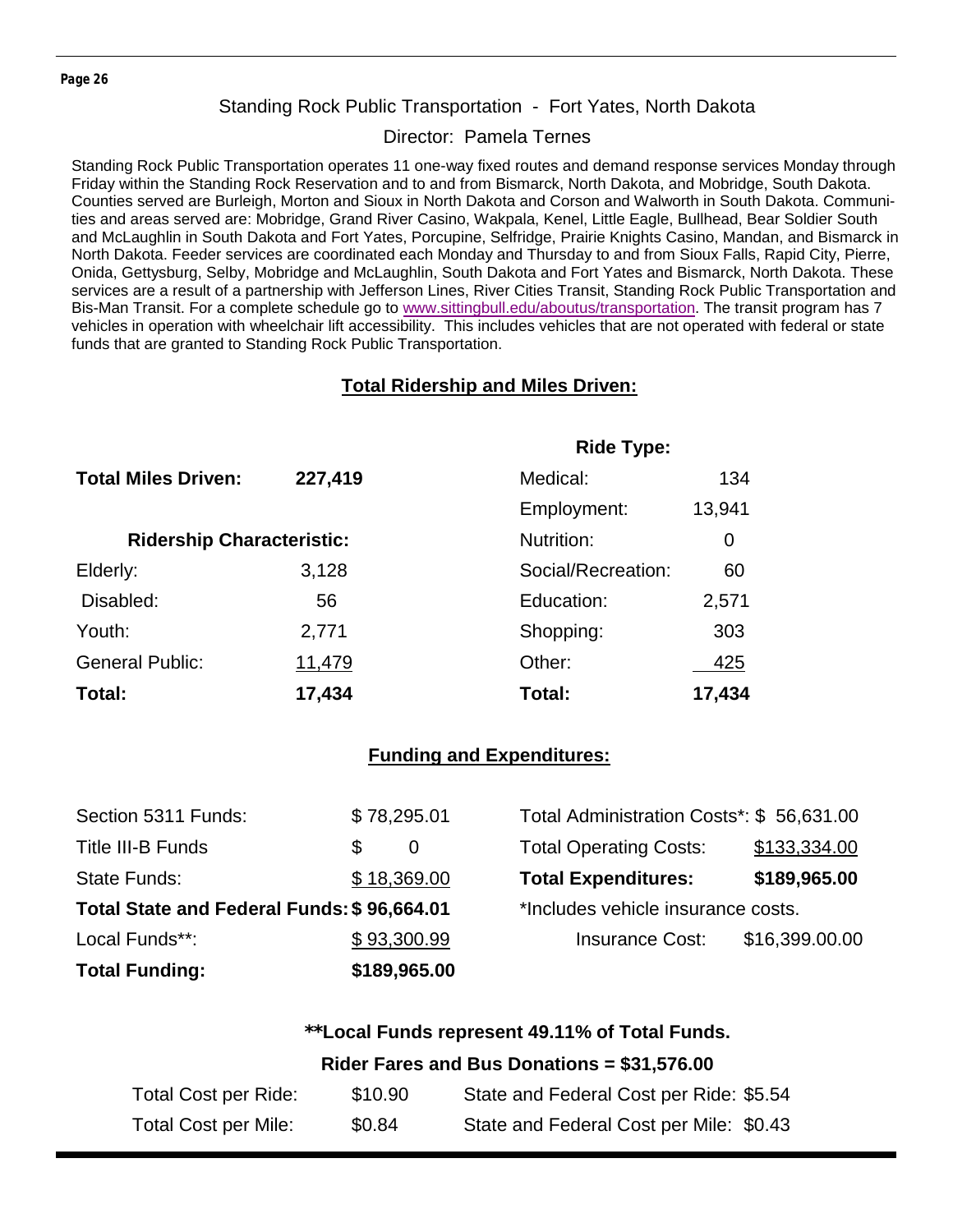## Standing Rock Public Transportation - Fort Yates, North Dakota

### Director: Pamela Ternes

Standing Rock Public Transportation operates 11 one-way fixed routes and demand response services Monday through Friday within the Standing Rock Reservation and to and from Bismarck, North Dakota, and Mobridge, South Dakota. Counties served are Burleigh, Morton and Sioux in North Dakota and Corson and Walworth in South Dakota. Communities and areas served are: Mobridge, Grand River Casino, Wakpala, Kenel, Little Eagle, Bullhead, Bear Soldier South and McLaughlin in South Dakota and Fort Yates, Porcupine, Selfridge, Prairie Knights Casino, Mandan, and Bismarck in North Dakota. Feeder services are coordinated each Monday and Thursday to and from Sioux Falls, Rapid City, Pierre, Onida, Gettysburg, Selby, Mobridge and McLaughlin, South Dakota and Fort Yates and Bismarck, North Dakota. These services are a result of a partnership with Jefferson Lines, River Cities Transit, Standing Rock Public Transportation and Bis-Man Transit. For a complete schedule go to www.sittingbull.edu/aboutus/transportation. The transit program has 7 vehicles in operation with wheelchair lift accessibility. This includes vehicles that are not operated with federal or state funds that are granted to Standing Rock Public Transportation.

### Total Ridership and Miles Driven:

**Total Miles Driven:** **227,419**

| Ridership Characteristic: | | Ride Type: | |
|---|---|---|---|
| Elderly: | 3,128 | Medical: | 134 |
| Disabled: | 56 | Employment: | 13,941 |
| Youth: | 2,771 | Nutrition: | 0 |
| General Public: | 11,479 | Social/Recreation: | 60 |
| | | Education: | 2,571 |
| | | Shopping: | 303 |
| | | Other: | 425 |
| **Total:** | **17,434** | **Total:** | **17,434** |

### Funding and Expenditures:

| | | | |
|---|---|---|---|
| Section 5311 Funds: | $ 78,295.01 | Total Administration Costs*: | $ 56,631.00 |
| Title III-B Funds | $ 0 | Total Operating Costs: | $133,334.00 |
| State Funds: | $ 18,369.00 | **Total Expenditures:** | **$189,965.00** |
| **Total State and Federal Funds:** | **$ 96,664.01** | *Includes vehicle insurance costs. | |
| Local Funds**: | $ 93,300.99 | Insurance Cost: | $16,399.00.00 |
| **Total Funding:** | **$189,965.00** | | |

**\*\*Local Funds represent 49.11% of Total Funds.**

**Rider Fares and Bus Donations = $31,576.00**

| | | | |
|---|---|---|---|
| Total Cost per Ride: | $10.90 | State and Federal Cost per Ride: | $5.54 |
| Total Cost per Mile: | $0.84 | State and Federal Cost per Mile: | $0.43 |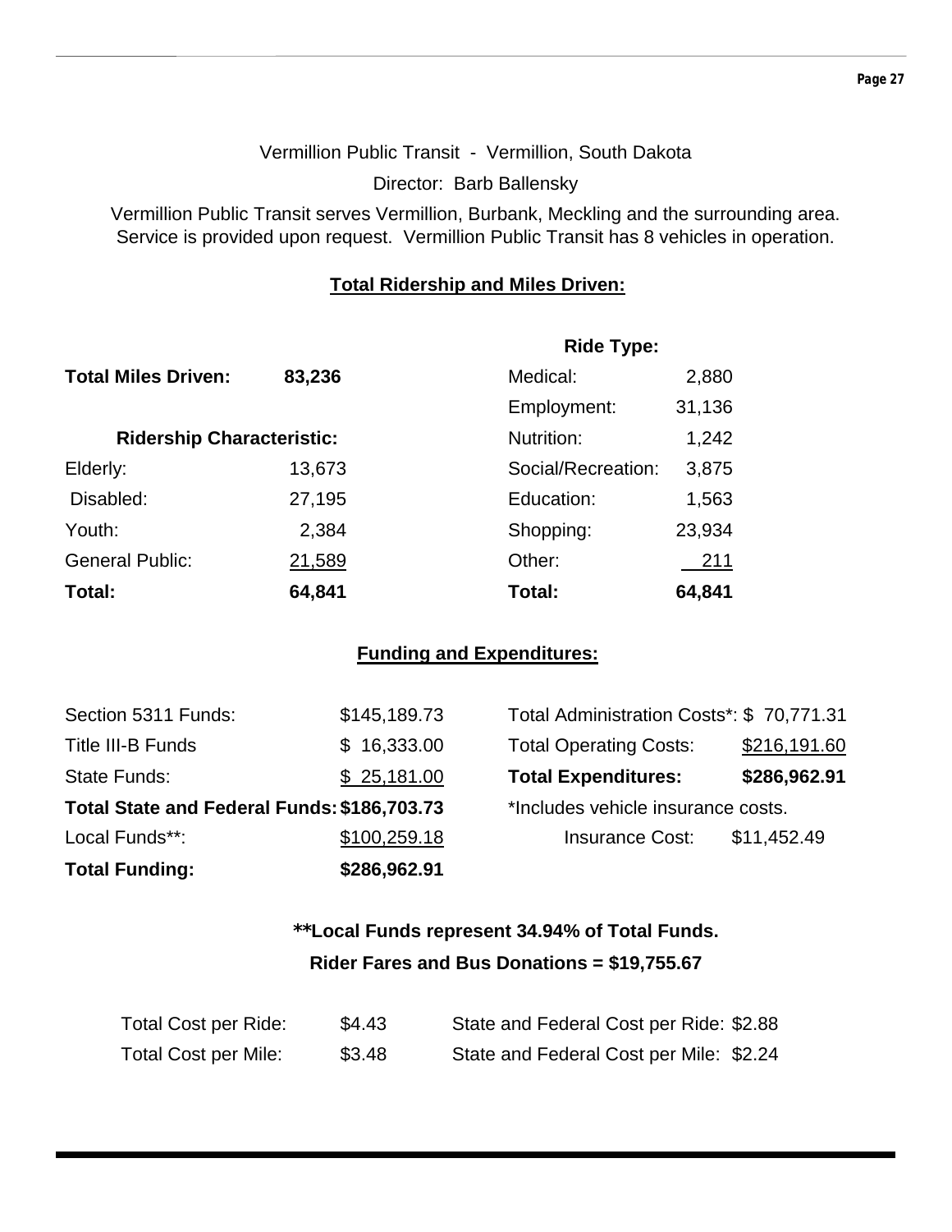Vermillion Public Transit - Vermillion, South Dakota

Director: Barb Ballensky

Vermillion Public Transit serves Vermillion, Burbank, Meckling and the surrounding area. Service is provided upon request. Vermillion Public Transit has 8 vehicles in operation.

## Total Ridership and Miles Driven:

**Total Miles Driven:** **83,236**

| Ridership Characteristic: | | Ride Type: | |
|---|---|---|---|
| Elderly: | 13,673 | Medical: | 2,880 |
| Disabled: | 27,195 | Employment: | 31,136 |
| Youth: | 2,384 | Nutrition: | 1,242 |
| General Public: | 21,589 | Social/Recreation: | 3,875 |
| | | Education: | 1,563 |
| | | Shopping: | 23,934 |
| | | Other: | 211 |
| **Total:** | **64,841** | **Total:** | **64,841** |

## Funding and Expenditures:

| | |
|---|---|
| Section 5311 Funds: | $145,189.73 |
| Title III-B Funds | $ 16,333.00 |
| State Funds: | $ 25,181.00 |
| **Total State and Federal Funds:** | **$186,703.73** |
| Local Funds**: | $100,259.18 |
| **Total Funding:** | **$286,962.91** |

| | |
|---|---|
| Total Administration Costs*: | $ 70,771.31 |
| Total Operating Costs: | $216,191.60 |
| **Total Expenditures:** | **$286,962.91** |

*Includes vehicle insurance costs.

Insurance Cost: $11,452.49

**\*\*Local Funds represent 34.94% of Total Funds.**

**Rider Fares and Bus Donations = $19,755.67**

| | | | |
|---|---|---|---|
| Total Cost per Ride: | $4.43 | State and Federal Cost per Ride: | $2.88 |
| Total Cost per Mile: | $3.48 | State and Federal Cost per Mile: | $2.24 |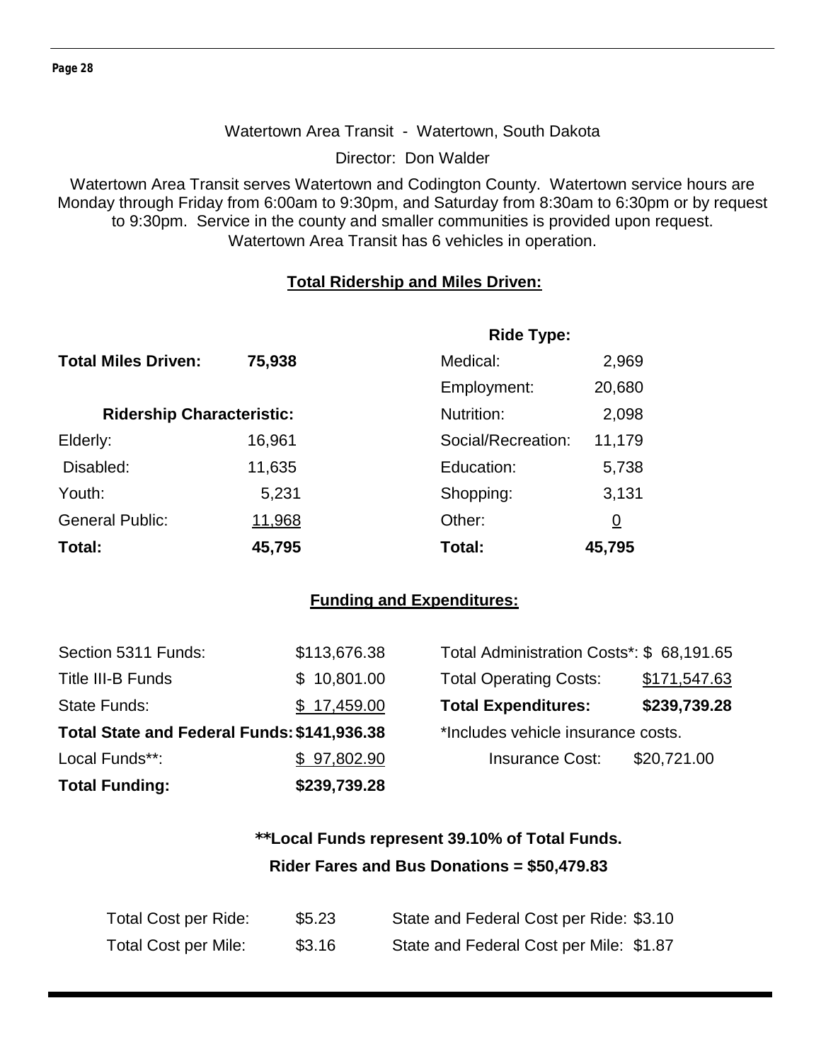Watertown Area Transit - Watertown, South Dakota

Director: Don Walder

Watertown Area Transit serves Watertown and Codington County. Watertown service hours are Monday through Friday from 6:00am to 9:30pm, and Saturday from 8:30am to 6:30pm or by request to 9:30pm. Service in the county and smaller communities is provided upon request. Watertown Area Transit has 6 vehicles in operation.

**Total Ridership and Miles Driven:**

**Total Miles Driven:** **75,938**

| **Ridership Characteristic:** | |
|---|---|
| Elderly: | 16,961 |
| Disabled: | 11,635 |
| Youth: | 5,231 |
| General Public: | 11,968 |
| **Total:** | **45,795** |

| **Ride Type:** | |
|---|---|
| Medical: | 2,969 |
| Employment: | 20,680 |
| Nutrition: | 2,098 |
| Social/Recreation: | 11,179 |
| Education: | 5,738 |
| Shopping: | 3,131 |
| Other: | 0 |
| **Total:** | **45,795** |

**Funding and Expenditures:**

| | |
|---|---|
| Section 5311 Funds: | $113,676.38 |
| Title III-B Funds | $ 10,801.00 |
| State Funds: | $ 17,459.00 |
| **Total State and Federal Funds:** | **$141,936.38** |
| Local Funds**: | $ 97,802.90 |
| **Total Funding:** | **$239,739.28** |

| | |
|---|---|
| Total Administration Costs*: | $ 68,191.65 |
| Total Operating Costs: | $171,547.63 |
| **Total Expenditures:** | **$239,739.28** |

*Includes vehicle insurance costs.

Insurance Cost: $20,721.00

**\*\*Local Funds represent 39.10% of Total Funds.**

**Rider Fares and Bus Donations = $50,479.83**

| | | | |
|---|---|---|---|
| Total Cost per Ride: | $5.23 | State and Federal Cost per Ride: | $3.10 |
| Total Cost per Mile: | $3.16 | State and Federal Cost per Mile: | $1.87 |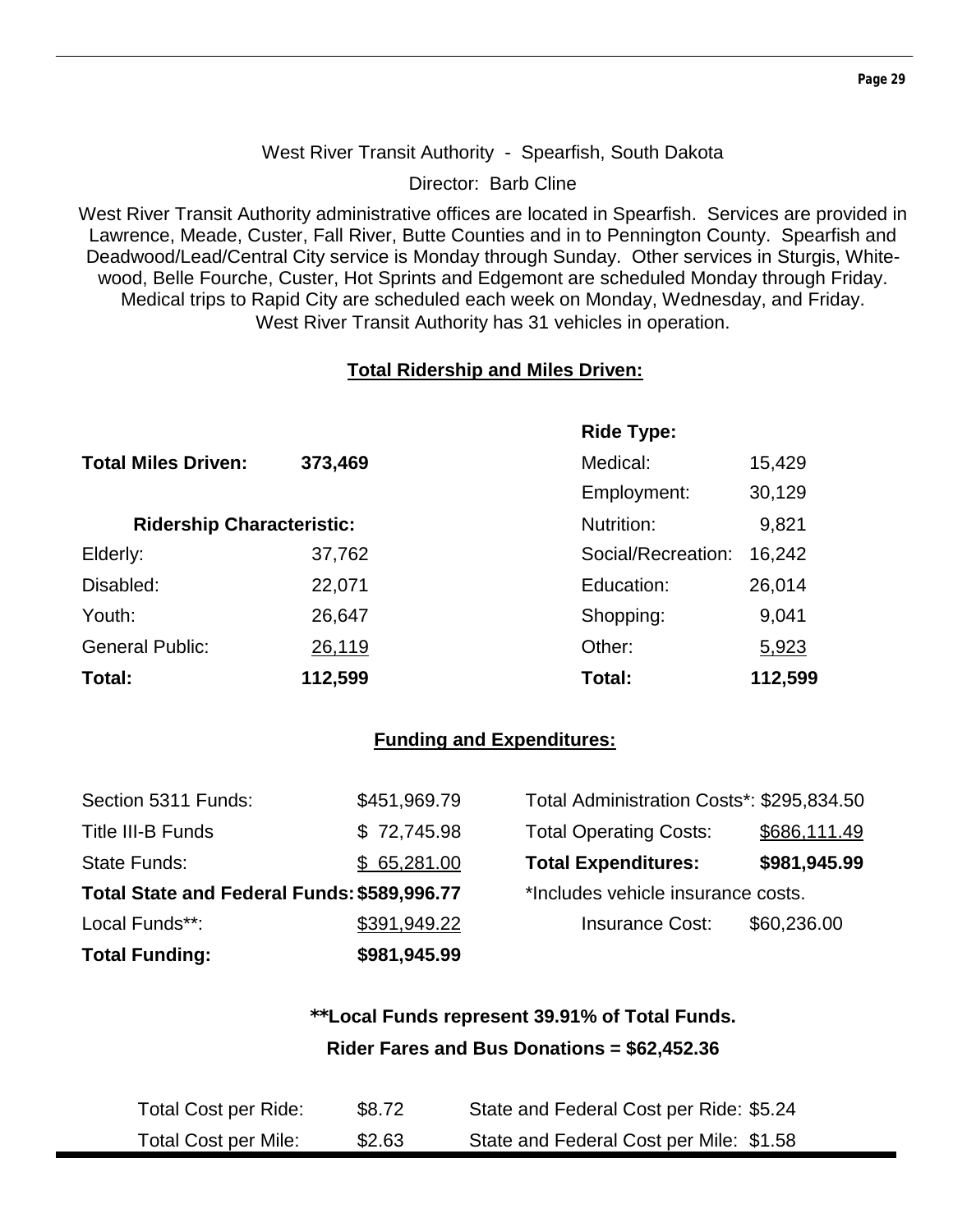West River Transit Authority - Spearfish, South Dakota

Director: Barb Cline

West River Transit Authority administrative offices are located in Spearfish. Services are provided in Lawrence, Meade, Custer, Fall River, Butte Counties and in to Pennington County. Spearfish and Deadwood/Lead/Central City service is Monday through Sunday. Other services in Sturgis, Whitewood, Belle Fourche, Custer, Hot Sprints and Edgemont are scheduled Monday through Friday. Medical trips to Rapid City are scheduled each week on Monday, Wednesday, and Friday. West River Transit Authority has 31 vehicles in operation.

## Total Ridership and Miles Driven:

**Total Miles Driven: 373,469**

| Ridership Characteristic: | |
|---|---|
| Elderly: | 37,762 |
| Disabled: | 22,071 |
| Youth: | 26,647 |
| General Public: | 26,119 |
| **Total:** | **112,599** |

| Ride Type: | |
|---|---|
| Medical: | 15,429 |
| Employment: | 30,129 |
| Nutrition: | 9,821 |
| Social/Recreation: | 16,242 |
| Education: | 26,014 |
| Shopping: | 9,041 |
| Other: | 5,923 |
| **Total:** | **112,599** |

## Funding and Expenditures:

| | |
|---|---|
| Section 5311 Funds: | $451,969.79 |
| Title III-B Funds | $ 72,745.98 |
| State Funds: | $ 65,281.00 |
| **Total State and Federal Funds:** | **$589,996.77** |
| Local Funds**: | $391,949.22 |
| **Total Funding:** | **$981,945.99** |

| | |
|---|---|
| Total Administration Costs*: | $295,834.50 |
| Total Operating Costs: | $686,111.49 |
| **Total Expenditures:** | **$981,945.99** |

*Includes vehicle insurance costs.

Insurance Cost: $60,236.00

**\*\*Local Funds represent 39.91% of Total Funds.**

**Rider Fares and Bus Donations = $62,452.36**

| | | | |
|---|---|---|---|
| Total Cost per Ride: | $8.72 | State and Federal Cost per Ride: | $5.24 |
| Total Cost per Mile: | $2.63 | State and Federal Cost per Mile: | $1.58 |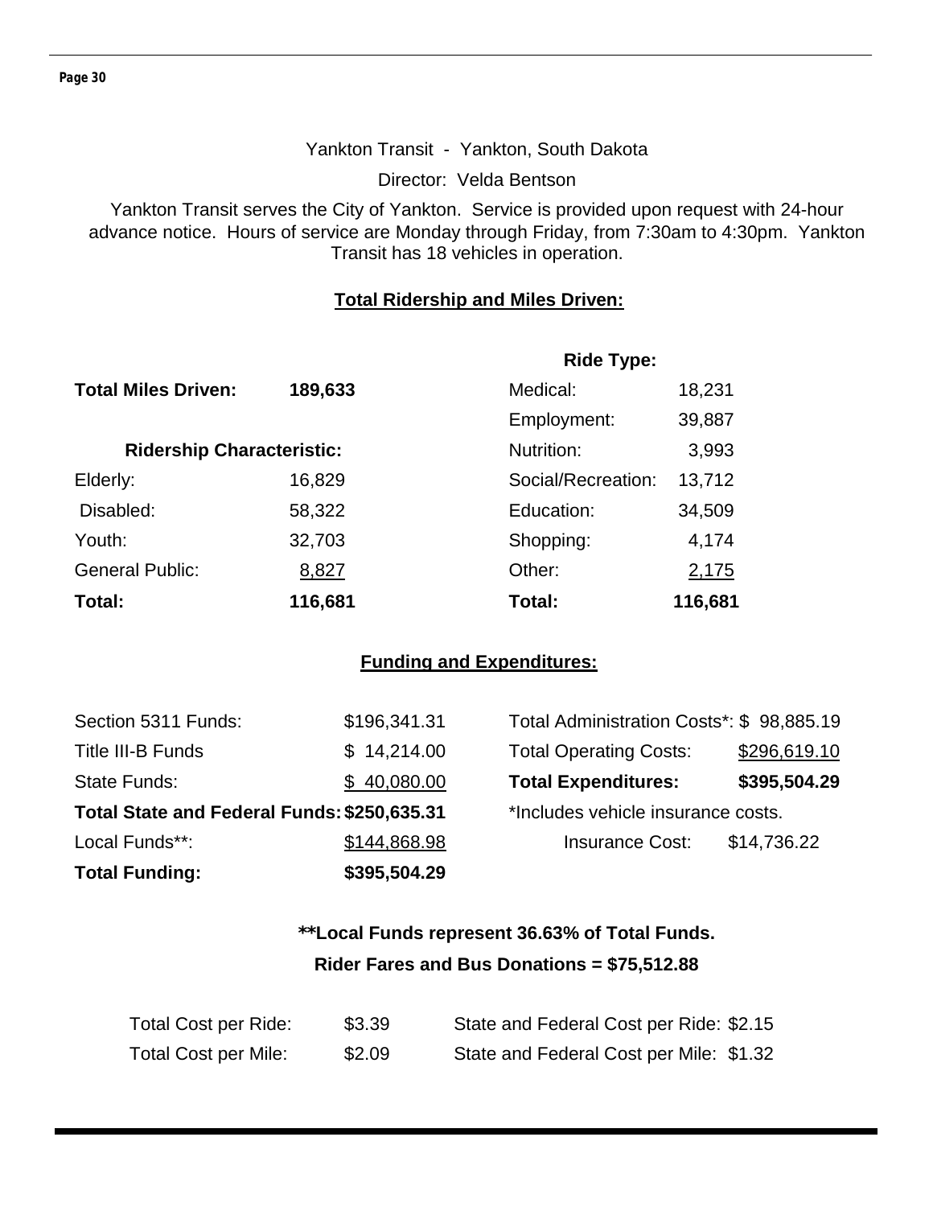Yankton Transit - Yankton, South Dakota

Director: Velda Bentson

Yankton Transit serves the City of Yankton. Service is provided upon request with 24-hour advance notice. Hours of service are Monday through Friday, from 7:30am to 4:30pm. Yankton Transit has 18 vehicles in operation.

## Total Ridership and Miles Driven:

**Total Miles Driven:** **189,633**

| Ridership Characteristic: | | Ride Type: | |
|---|---|---|---|
| Elderly: | 16,829 | Medical: | 18,231 |
| Disabled: | 58,322 | Employment: | 39,887 |
| Youth: | 32,703 | Nutrition: | 3,993 |
| General Public: | 8,827 | Social/Recreation: | 13,712 |
| | | Education: | 34,509 |
| | | Shopping: | 4,174 |
| | | Other: | 2,175 |
| **Total:** | **116,681** | **Total:** | **116,681** |

## Funding and Expenditures:

| | |
|---|---|
| Section 5311 Funds: | $196,341.31 |
| Title III-B Funds | $ 14,214.00 |
| State Funds: | $ 40,080.00 |
| **Total State and Federal Funds:** | **$250,635.31** |
| Local Funds**: | $144,868.98 |
| **Total Funding:** | **$395,504.29** |

| | |
|---|---|
| Total Administration Costs*: | $ 98,885.19 |
| Total Operating Costs: | $296,619.10 |
| **Total Expenditures:** | **$395,504.29** |

*Includes vehicle insurance costs.

Insurance Cost: $14,736.22

**\*\*Local Funds represent 36.63% of Total Funds.**

**Rider Fares and Bus Donations = $75,512.88**

| | | | |
|---|---|---|---|
| Total Cost per Ride: | $3.39 | State and Federal Cost per Ride: | $2.15 |
| Total Cost per Mile: | $2.09 | State and Federal Cost per Mile: | $1.32 |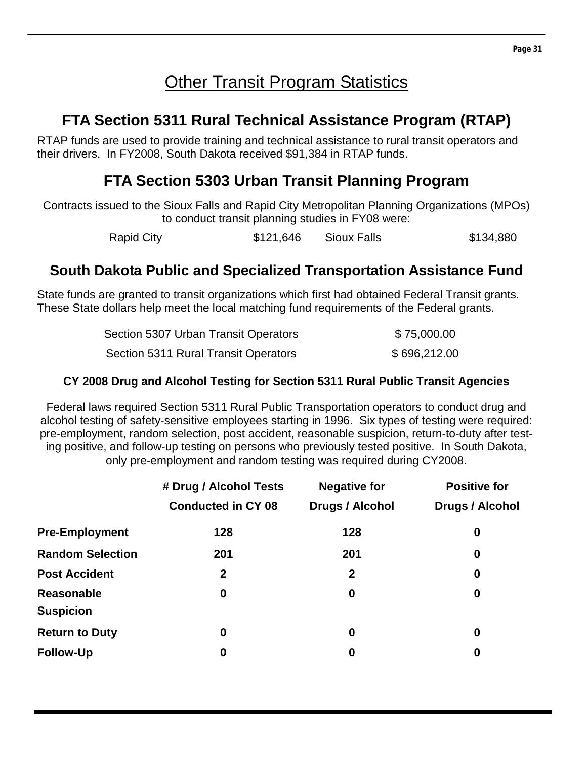# Other Transit Program Statistics

## FTA Section 5311 Rural Technical Assistance Program (RTAP)

RTAP funds are used to provide training and technical assistance to rural transit operators and their drivers. In FY2008, South Dakota received $91,384 in RTAP funds.

## FTA Section 5303 Urban Transit Planning Program

Contracts issued to the Sioux Falls and Rapid City Metropolitan Planning Organizations (MPOs) to conduct transit planning studies in FY08 were:

| Rapid City | $121,646 | Sioux Falls | $134,880 |
|---|---|---|---|

## South Dakota Public and Specialized Transportation Assistance Fund

State funds are granted to transit organizations which first had obtained Federal Transit grants. These State dollars help meet the local matching fund requirements of the Federal grants.

| | |
|---|---|
| Section 5307 Urban Transit Operators | $ 75,000.00 |
| Section 5311 Rural Transit Operators | $ 696,212.00 |

### CY 2008 Drug and Alcohol Testing for Section 5311 Rural Public Transit Agencies

Federal laws required Section 5311 Rural Public Transportation operators to conduct drug and alcohol testing of safety-sensitive employees starting in 1996. Six types of testing were required: pre-employment, random selection, post accident, reasonable suspicion, return-to-duty after testing positive, and follow-up testing on persons who previously tested positive. In South Dakota, only pre-employment and random testing was required during CY2008.

| | # Drug / Alcohol Tests Conducted in CY 08 | Negative for Drugs / Alcohol | Positive for Drugs / Alcohol |
|---|---|---|---|
| **Pre-Employment** | 128 | 128 | 0 |
| **Random Selection** | 201 | 201 | 0 |
| **Post Accident** | 2 | 2 | 0 |
| **Reasonable Suspicion** | 0 | 0 | 0 |
| **Return to Duty** | 0 | 0 | 0 |
| **Follow-Up** | 0 | 0 | 0 |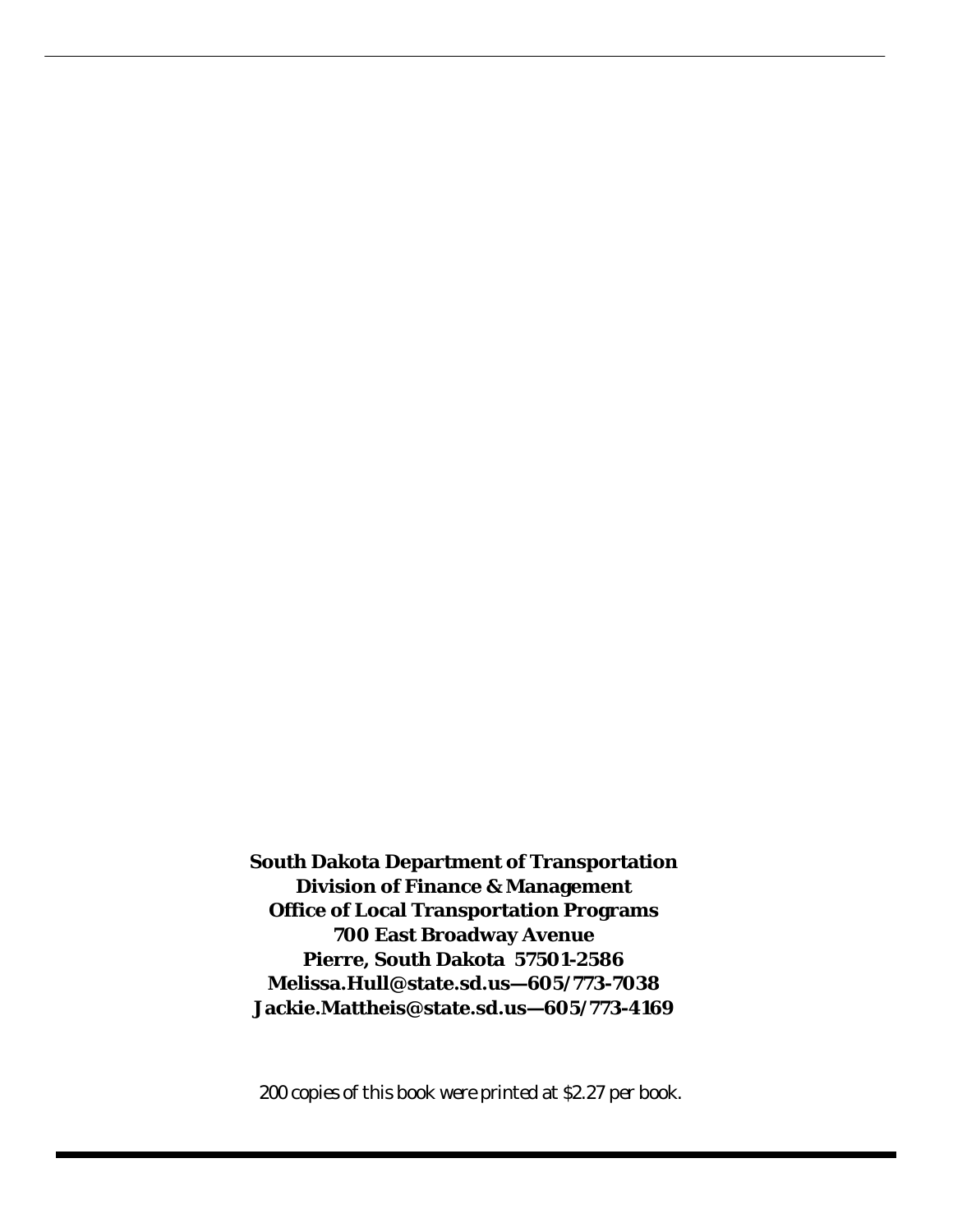**South Dakota Department of Transportation**
**Division of Finance & Management**
**Office of Local Transportation Programs**
**700 East Broadway Avenue**
**Pierre, South Dakota 57501-2586**
**Melissa.Hull@state.sd.us—605/773-7038**
**Jackie.Mattheis@state.sd.us—605/773-4169**

*200 copies of this book were printed at $2.27 per book.*